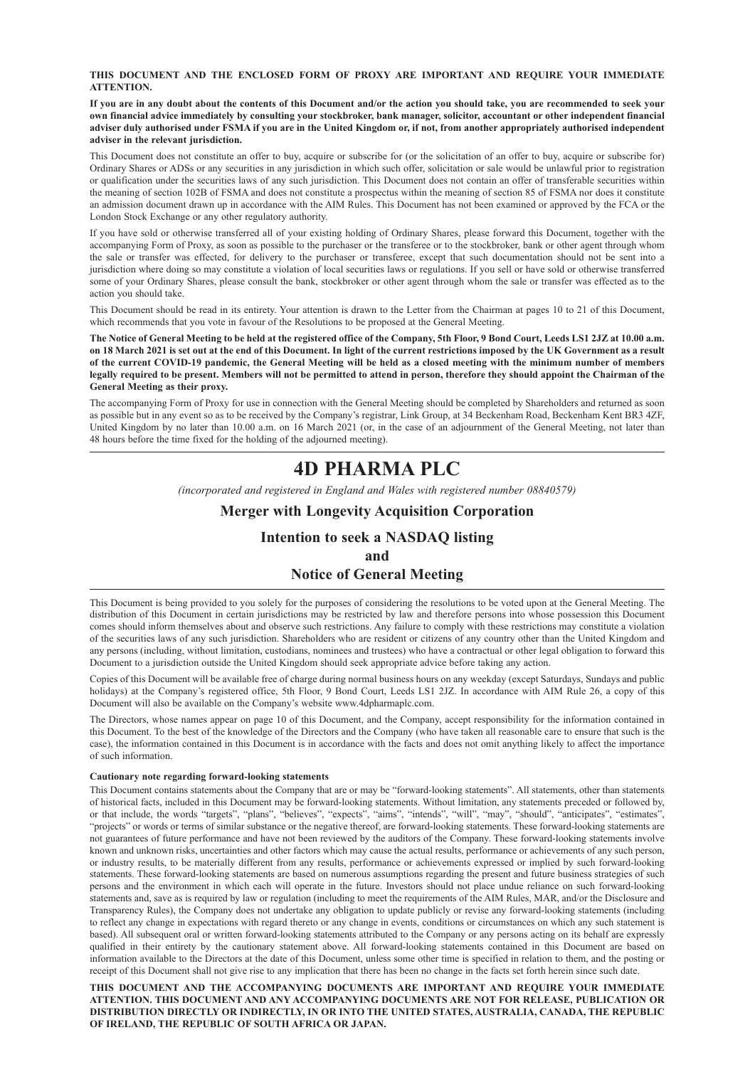**THIS DOCUMENT AND THE ENCLOSED FORM OF PROXY ARE IMPORTANT AND REQUIRE YOUR IMMEDIATE ATTENTION.**

**If you are in any doubt about the contents of this Document and/or the action you should take, you are recommended to seek your own financial advice immediately by consulting your stockbroker, bank manager, solicitor, accountant or other independent financial adviser duly authorised under FSMA if you are in the United Kingdom or, if not, from another appropriately authorised independent adviser in the relevant jurisdiction.**

This Document does not constitute an offer to buy, acquire or subscribe for (or the solicitation of an offer to buy, acquire or subscribe for) Ordinary Shares or ADSs or any securities in any jurisdiction in which such offer, solicitation or sale would be unlawful prior to registration or qualification under the securities laws of any such jurisdiction. This Document does not contain an offer of transferable securities within the meaning of section 102B of FSMA and does not constitute a prospectus within the meaning of section 85 of FSMA nor does it constitute an admission document drawn up in accordance with the AIM Rules. This Document has not been examined or approved by the FCA or the London Stock Exchange or any other regulatory authority.

If you have sold or otherwise transferred all of your existing holding of Ordinary Shares, please forward this Document, together with the accompanying Form of Proxy, as soon as possible to the purchaser or the transferee or to the stockbroker, bank or other agent through whom the sale or transfer was effected, for delivery to the purchaser or transferee, except that such documentation should not be sent into a jurisdiction where doing so may constitute a violation of local securities laws or regulations. If you sell or have sold or otherwise transferred some of your Ordinary Shares, please consult the bank, stockbroker or other agent through whom the sale or transfer was effected as to the action you should take.

This Document should be read in its entirety. Your attention is drawn to the Letter from the Chairman at pages 10 to 21 of this Document, which recommends that you vote in favour of the Resolutions to be proposed at the General Meeting.

**The Notice of General Meeting to be held at the registered office of the Company, 5th Floor, 9 Bond Court, Leeds LS1 2JZ at 10.00 a.m. on 18 March 2021 is set out at the end of this Document. In light of the current restrictions imposed by the UK Government as a result of the current COVID-19 pandemic, the General Meeting will be held as a closed meeting with the minimum number of members legally required to be present. Members will not be permitted to attend in person, therefore they should appoint the Chairman of the General Meeting as their proxy.**

The accompanying Form of Proxy for use in connection with the General Meeting should be completed by Shareholders and returned as soon as possible but in any event so as to be received by the Company's registrar, Link Group, at 34 Beckenham Road, Beckenham Kent BR3 4ZF, United Kingdom by no later than 10.00 a.m. on 16 March 2021 (or, in the case of an adjournment of the General Meeting, not later than 48 hours before the time fixed for the holding of the adjourned meeting).

# 4D PHARMA PLC

*(incorporated and registered in England and Wales with registered number 08840579)*

## Merger with Longevity Acquisition Corporation

## Intention to seek a NASDAQ listing

## and

## Notice of General Meeting

This Document is being provided to you solely for the purposes of considering the resolutions to be voted upon at the General Meeting. The distribution of this Document in certain jurisdictions may be restricted by law and therefore persons into whose possession this Document comes should inform themselves about and observe such restrictions. Any failure to comply with these restrictions may constitute a violation of the securities laws of any such jurisdiction. Shareholders who are resident or citizens of any country other than the United Kingdom and any persons (including, without limitation, custodians, nominees and trustees) who have a contractual or other legal obligation to forward this Document to a jurisdiction outside the United Kingdom should seek appropriate advice before taking any action.

Copies of this Document will be available free of charge during normal business hours on any weekday (except Saturdays, Sundays and public holidays) at the Company's registered office, 5th Floor, 9 Bond Court, Leeds LS1 2JZ. In accordance with AIM Rule 26, a copy of this Document will also be available on the Company's website www.4dpharmaplc.com.

The Directors, whose names appear on page 10 of this Document, and the Company, accept responsibility for the information contained in this Document. To the best of the knowledge of the Directors and the Company (who have taken all reasonable care to ensure that such is the case), the information contained in this Document is in accordance with the facts and does not omit anything likely to affect the importance of such information.

**Cautionary note regarding forward-looking statements**

This Document contains statements about the Company that are or may be "forward-looking statements". All statements, other than statements of historical facts, included in this Document may be forward-looking statements. Without limitation, any statements preceded or followed by, or that include, the words "targets", "plans", "believes", "expects", "aims", "intends", "will", "may", "should", "anticipates", "estimates", "projects" or words or terms of similar substance or the negative thereof, are forward-looking statements. These forward-looking statements are not guarantees of future performance and have not been reviewed by the auditors of the Company. These forward-looking statements involve known and unknown risks, uncertainties and other factors which may cause the actual results, performance or achievements of any such person, or industry results, to be materially different from any results, performance or achievements expressed or implied by such forward-looking statements. These forward-looking statements are based on numerous assumptions regarding the present and future business strategies of such persons and the environment in which each will operate in the future. Investors should not place undue reliance on such forward-looking statements and, save as is required by law or regulation (including to meet the requirements of the AIM Rules, MAR, and/or the Disclosure and Transparency Rules), the Company does not undertake any obligation to update publicly or revise any forward-looking statements (including to reflect any change in expectations with regard thereto or any change in events, conditions or circumstances on which any such statement is based). All subsequent oral or written forward-looking statements attributed to the Company or any persons acting on its behalf are expressly qualified in their entirety by the cautionary statement above. All forward-looking statements contained in this Document are based on information available to the Directors at the date of this Document, unless some other time is specified in relation to them, and the posting or receipt of this Document shall not give rise to any implication that there has been no change in the facts set forth herein since such date.

**THIS DOCUMENT AND THE ACCOMPANYING DOCUMENTS ARE IMPORTANT AND REQUIRE YOUR IMMEDIATE ATTENTION. THIS DOCUMENT AND ANY ACCOMPANYING DOCUMENTS ARE NOT FOR RELEASE, PUBLICATION OR DISTRIBUTION DIRECTLY OR INDIRECTLY, IN OR INTO THE UNITED STATES, AUSTRALIA, CANADA, THE REPUBLIC OF IRELAND, THE REPUBLIC OF SOUTH AFRICA OR JAPAN.**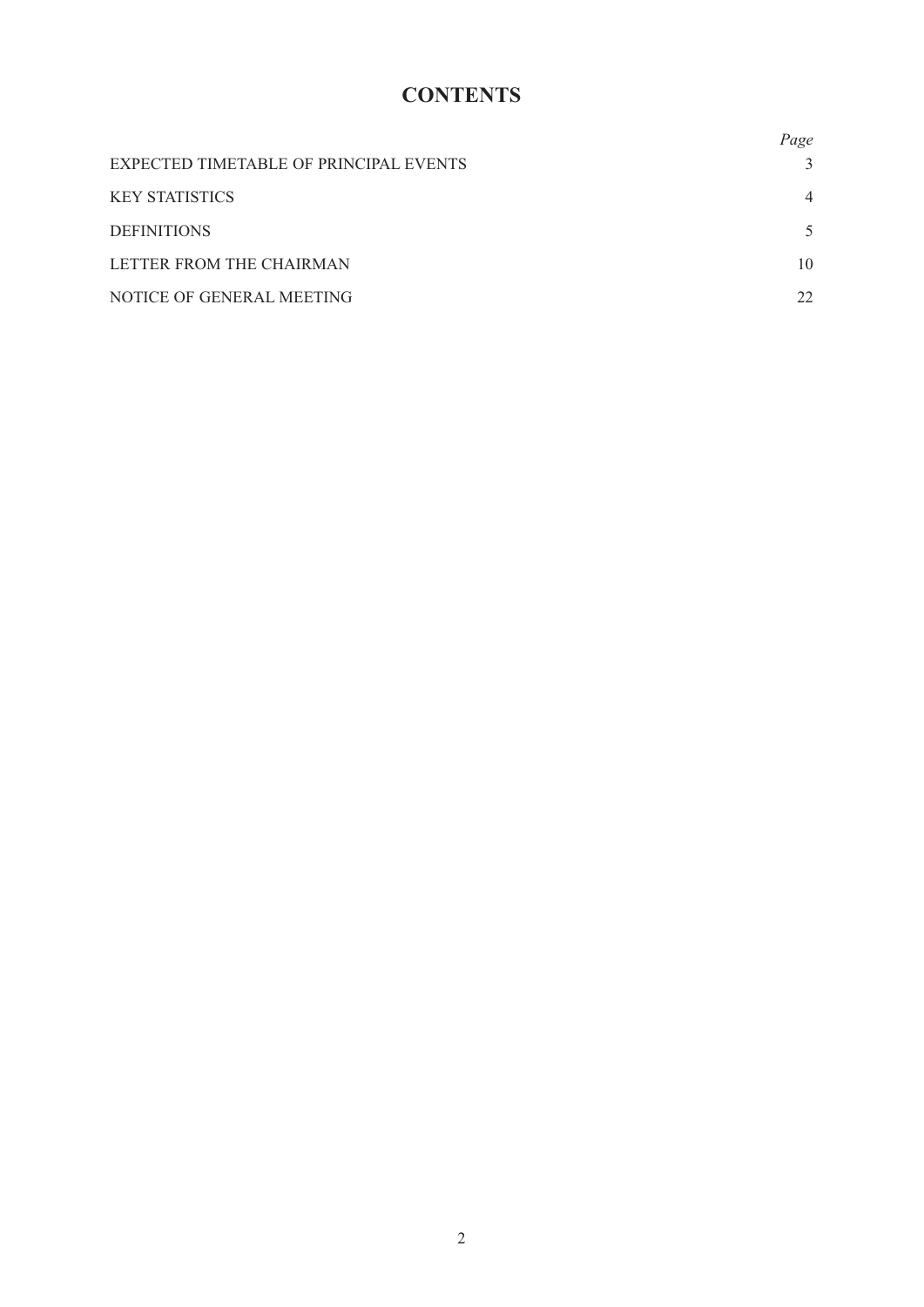# CONTENTS

| | *Page* |
|---|---|
| EXPECTED TIMETABLE OF PRINCIPAL EVENTS | 3 |
| KEY STATISTICS | 4 |
| DEFINITIONS | 5 |
| LETTER FROM THE CHAIRMAN | 10 |
| NOTICE OF GENERAL MEETING | 22 |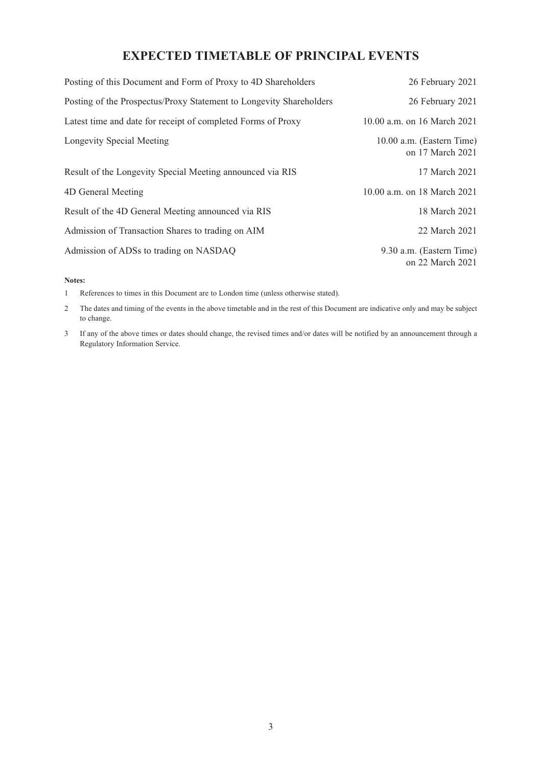# EXPECTED TIMETABLE OF PRINCIPAL EVENTS

| Event | Date |
|---|---|
| Posting of this Document and Form of Proxy to 4D Shareholders | 26 February 2021 |
| Posting of the Prospectus/Proxy Statement to Longevity Shareholders | 26 February 2021 |
| Latest time and date for receipt of completed Forms of Proxy | 10.00 a.m. on 16 March 2021 |
| Longevity Special Meeting | 10.00 a.m. (Eastern Time) on 17 March 2021 |
| Result of the Longevity Special Meeting announced via RIS | 17 March 2021 |
| 4D General Meeting | 10.00 a.m. on 18 March 2021 |
| Result of the 4D General Meeting announced via RIS | 18 March 2021 |
| Admission of Transaction Shares to trading on AIM | 22 March 2021 |
| Admission of ADSs to trading on NASDAQ | 9.30 a.m. (Eastern Time) on 22 March 2021 |

**Notes:**

1. References to times in this Document are to London time (unless otherwise stated).
2. The dates and timing of the events in the above timetable and in the rest of this Document are indicative only and may be subject to change.
3. If any of the above times or dates should change, the revised times and/or dates will be notified by an announcement through a Regulatory Information Service.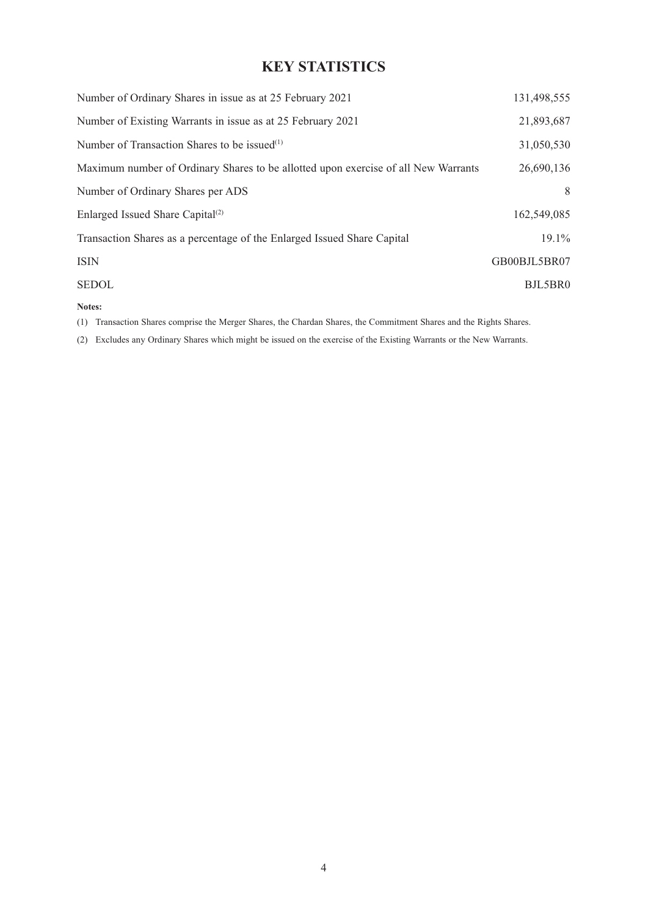# KEY STATISTICS

| | |
|---|---|
| Number of Ordinary Shares in issue as at 25 February 2021 | 131,498,555 |
| Number of Existing Warrants in issue as at 25 February 2021 | 21,893,687 |
| Number of Transaction Shares to be issued[(1)] | 31,050,530 |
| Maximum number of Ordinary Shares to be allotted upon exercise of all New Warrants | 26,690,136 |
| Number of Ordinary Shares per ADS | 8 |
| Enlarged Issued Share Capital[(2)] | 162,549,085 |
| Transaction Shares as a percentage of the Enlarged Issued Share Capital | 19.1% |
| ISIN | GB00BJL5BR07 |
| SEDOL | BJL5BR0 |

**Notes:**

(1) Transaction Shares comprise the Merger Shares, the Chardan Shares, the Commitment Shares and the Rights Shares.

(2) Excludes any Ordinary Shares which might be issued on the exercise of the Existing Warrants or the New Warrants.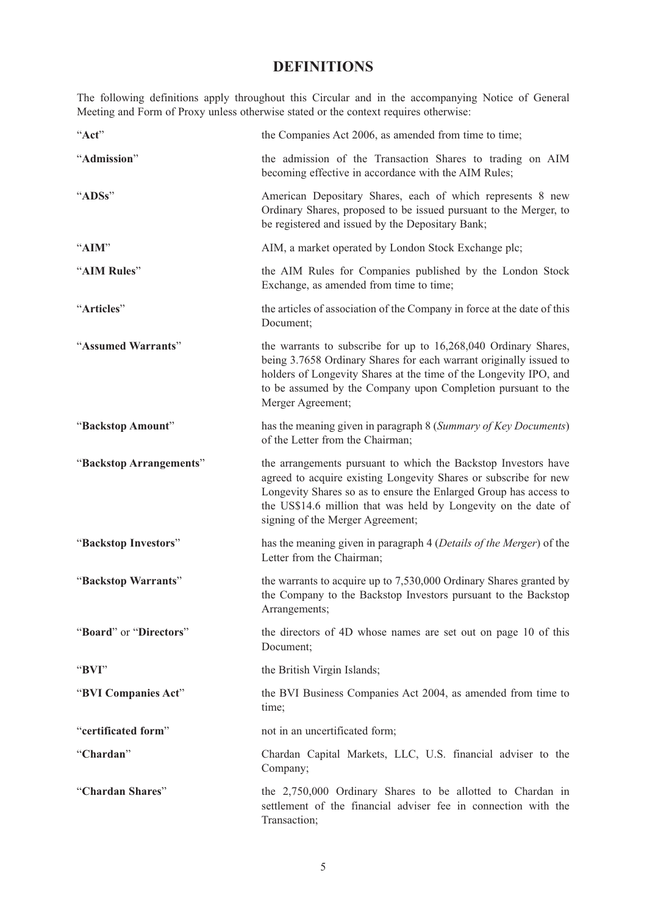# DEFINITIONS

The following definitions apply throughout this Circular and in the accompanying Notice of General Meeting and Form of Proxy unless otherwise stated or the context requires otherwise:

| | |
|---|---|
| "**Act**" | the Companies Act 2006, as amended from time to time; |
| "**Admission**" | the admission of the Transaction Shares to trading on AIM becoming effective in accordance with the AIM Rules; |
| "**ADSs**" | American Depositary Shares, each of which represents 8 new Ordinary Shares, proposed to be issued pursuant to the Merger, to be registered and issued by the Depositary Bank; |
| "**AIM**" | AIM, a market operated by London Stock Exchange plc; |
| "**AIM Rules**" | the AIM Rules for Companies published by the London Stock Exchange, as amended from time to time; |
| "**Articles**" | the articles of association of the Company in force at the date of this Document; |
| "**Assumed Warrants**" | the warrants to subscribe for up to 16,268,040 Ordinary Shares, being 3.7658 Ordinary Shares for each warrant originally issued to holders of Longevity Shares at the time of the Longevity IPO, and to be assumed by the Company upon Completion pursuant to the Merger Agreement; |
| "**Backstop Amount**" | has the meaning given in paragraph 8 (*Summary of Key Documents*) of the Letter from the Chairman; |
| "**Backstop Arrangements**" | the arrangements pursuant to which the Backstop Investors have agreed to acquire existing Longevity Shares or subscribe for new Longevity Shares so as to ensure the Enlarged Group has access to the US$14.6 million that was held by Longevity on the date of signing of the Merger Agreement; |
| "**Backstop Investors**" | has the meaning given in paragraph 4 (*Details of the Merger*) of the Letter from the Chairman; |
| "**Backstop Warrants**" | the warrants to acquire up to 7,530,000 Ordinary Shares granted by the Company to the Backstop Investors pursuant to the Backstop Arrangements; |
| "**Board**" or "**Directors**" | the directors of 4D whose names are set out on page 10 of this Document; |
| "**BVI**" | the British Virgin Islands; |
| "**BVI Companies Act**" | the BVI Business Companies Act 2004, as amended from time to time; |
| "**certificated form**" | not in an uncertificated form; |
| "**Chardan**" | Chardan Capital Markets, LLC, U.S. financial adviser to the Company; |
| "**Chardan Shares**" | the 2,750,000 Ordinary Shares to be allotted to Chardan in settlement of the financial adviser fee in connection with the Transaction; |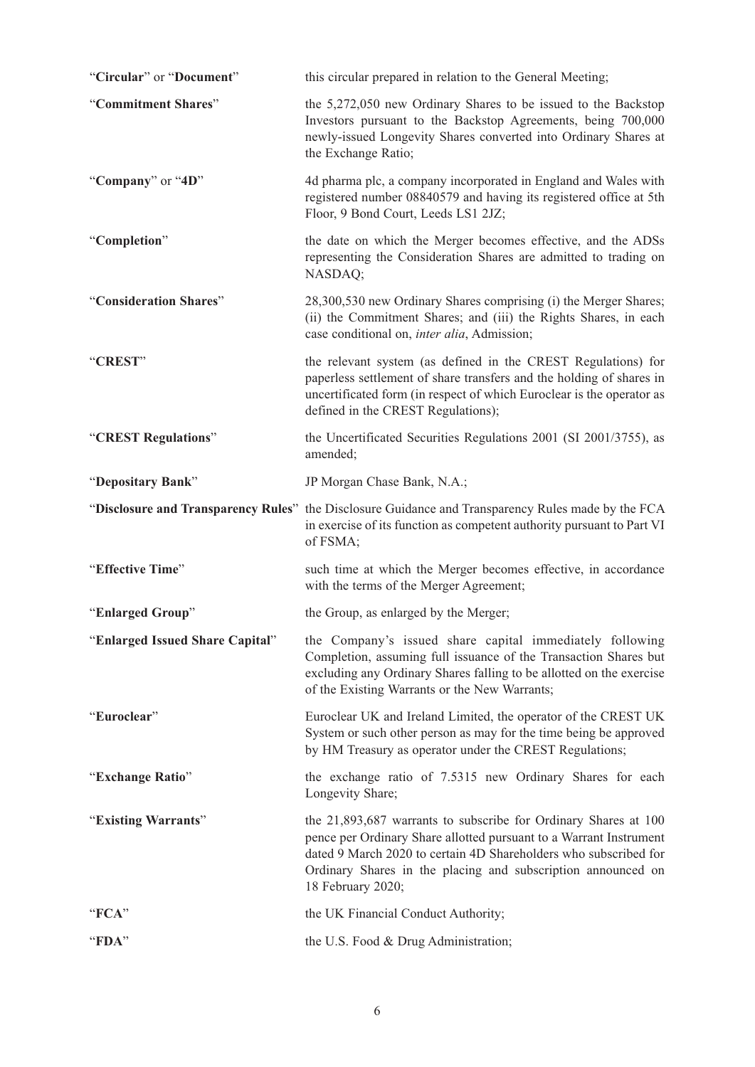| | |
|---|---|
| "**Circular**" or "**Document**" | this circular prepared in relation to the General Meeting; |
| "**Commitment Shares**" | the 5,272,050 new Ordinary Shares to be issued to the Backstop Investors pursuant to the Backstop Agreements, being 700,000 newly-issued Longevity Shares converted into Ordinary Shares at the Exchange Ratio; |
| "**Company**" or "**4D**" | 4d pharma plc, a company incorporated in England and Wales with registered number 08840579 and having its registered office at 5th Floor, 9 Bond Court, Leeds LS1 2JZ; |
| "**Completion**" | the date on which the Merger becomes effective, and the ADSs representing the Consideration Shares are admitted to trading on NASDAQ; |
| "**Consideration Shares**" | 28,300,530 new Ordinary Shares comprising (i) the Merger Shares; (ii) the Commitment Shares; and (iii) the Rights Shares, in each case conditional on, *inter alia*, Admission; |
| "**CREST**" | the relevant system (as defined in the CREST Regulations) for paperless settlement of share transfers and the holding of shares in uncertificated form (in respect of which Euroclear is the operator as defined in the CREST Regulations); |
| "**CREST Regulations**" | the Uncertificated Securities Regulations 2001 (SI 2001/3755), as amended; |
| "**Depositary Bank**" | JP Morgan Chase Bank, N.A.; |
| "**Disclosure and Transparency Rules**" | the Disclosure Guidance and Transparency Rules made by the FCA in exercise of its function as competent authority pursuant to Part VI of FSMA; |
| "**Effective Time**" | such time at which the Merger becomes effective, in accordance with the terms of the Merger Agreement; |
| "**Enlarged Group**" | the Group, as enlarged by the Merger; |
| "**Enlarged Issued Share Capital**" | the Company's issued share capital immediately following Completion, assuming full issuance of the Transaction Shares but excluding any Ordinary Shares falling to be allotted on the exercise of the Existing Warrants or the New Warrants; |
| "**Euroclear**" | Euroclear UK and Ireland Limited, the operator of the CREST UK System or such other person as may for the time being be approved by HM Treasury as operator under the CREST Regulations; |
| "**Exchange Ratio**" | the exchange ratio of 7.5315 new Ordinary Shares for each Longevity Share; |
| "**Existing Warrants**" | the 21,893,687 warrants to subscribe for Ordinary Shares at 100 pence per Ordinary Share allotted pursuant to a Warrant Instrument dated 9 March 2020 to certain 4D Shareholders who subscribed for Ordinary Shares in the placing and subscription announced on 18 February 2020; |
| "**FCA**" | the UK Financial Conduct Authority; |
| "**FDA**" | the U.S. Food & Drug Administration; |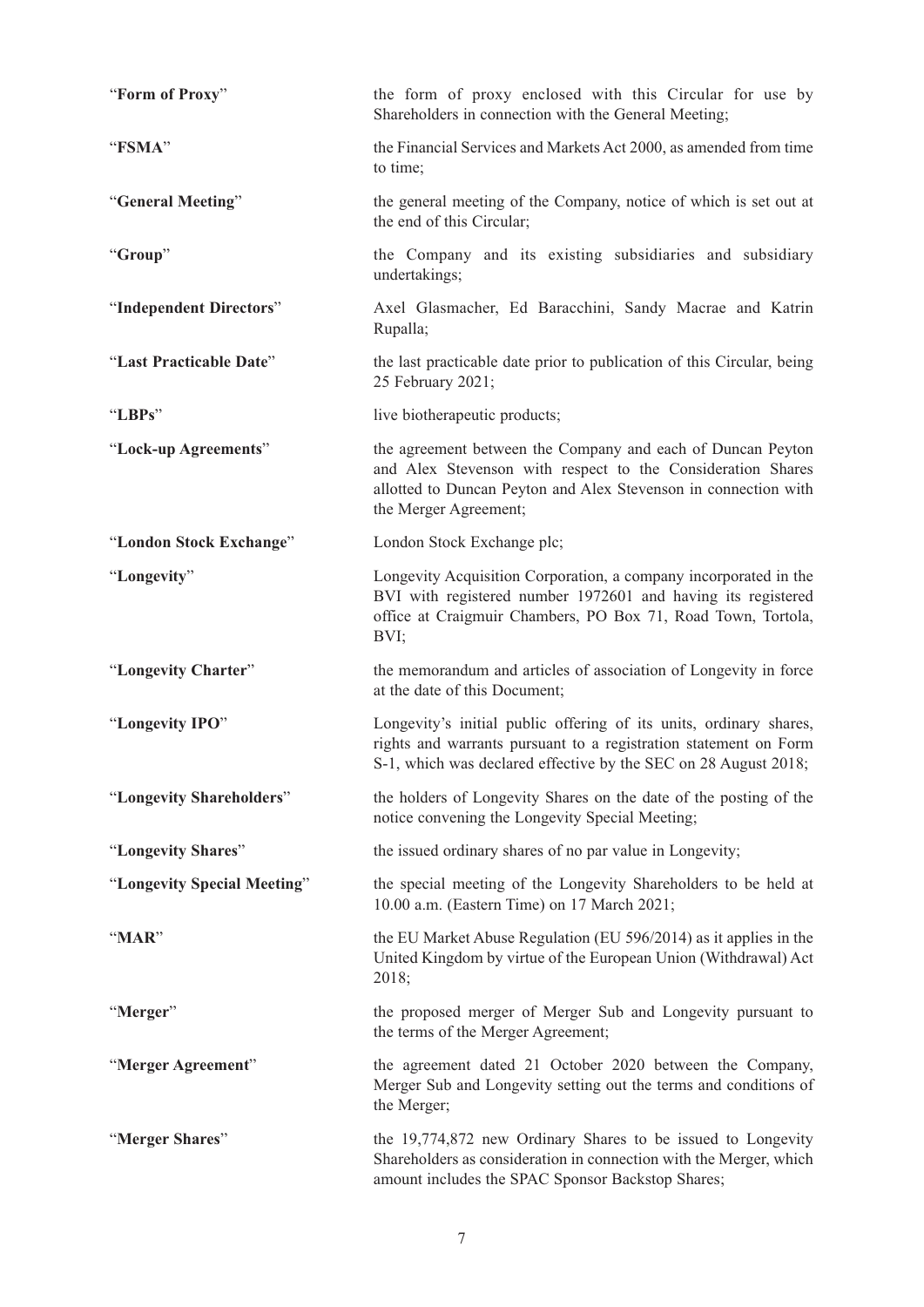| | |
|---|---|
| "**Form of Proxy**" | the form of proxy enclosed with this Circular for use by Shareholders in connection with the General Meeting; |
| "**FSMA**" | the Financial Services and Markets Act 2000, as amended from time to time; |
| "**General Meeting**" | the general meeting of the Company, notice of which is set out at the end of this Circular; |
| "**Group**" | the Company and its existing subsidiaries and subsidiary undertakings; |
| "**Independent Directors**" | Axel Glasmacher, Ed Baracchini, Sandy Macrae and Katrin Rupalla; |
| "**Last Practicable Date**" | the last practicable date prior to publication of this Circular, being 25 February 2021; |
| "**LBPs**" | live biotherapeutic products; |
| "**Lock-up Agreements**" | the agreement between the Company and each of Duncan Peyton and Alex Stevenson with respect to the Consideration Shares allotted to Duncan Peyton and Alex Stevenson in connection with the Merger Agreement; |
| "**London Stock Exchange**" | London Stock Exchange plc; |
| "**Longevity**" | Longevity Acquisition Corporation, a company incorporated in the BVI with registered number 1972601 and having its registered office at Craigmuir Chambers, PO Box 71, Road Town, Tortola, BVI; |
| "**Longevity Charter**" | the memorandum and articles of association of Longevity in force at the date of this Document; |
| "**Longevity IPO**" | Longevity's initial public offering of its units, ordinary shares, rights and warrants pursuant to a registration statement on Form S-1, which was declared effective by the SEC on 28 August 2018; |
| "**Longevity Shareholders**" | the holders of Longevity Shares on the date of the posting of the notice convening the Longevity Special Meeting; |
| "**Longevity Shares**" | the issued ordinary shares of no par value in Longevity; |
| "**Longevity Special Meeting**" | the special meeting of the Longevity Shareholders to be held at 10.00 a.m. (Eastern Time) on 17 March 2021; |
| "**MAR**" | the EU Market Abuse Regulation (EU 596/2014) as it applies in the United Kingdom by virtue of the European Union (Withdrawal) Act 2018; |
| "**Merger**" | the proposed merger of Merger Sub and Longevity pursuant to the terms of the Merger Agreement; |
| "**Merger Agreement**" | the agreement dated 21 October 2020 between the Company, Merger Sub and Longevity setting out the terms and conditions of the Merger; |
| "**Merger Shares**" | the 19,774,872 new Ordinary Shares to be issued to Longevity Shareholders as consideration in connection with the Merger, which amount includes the SPAC Sponsor Backstop Shares; |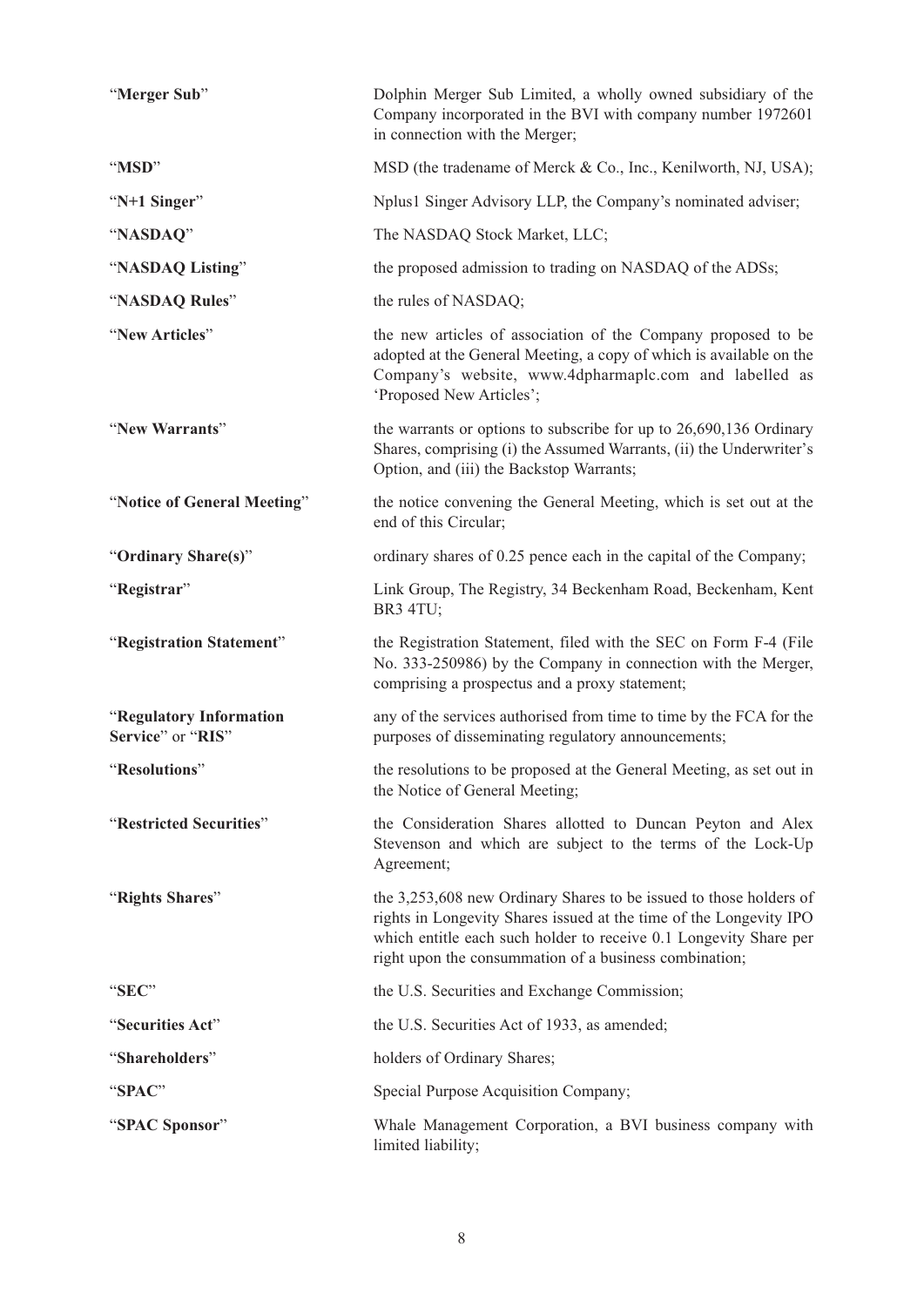| | |
|---|---|
| "**Merger Sub**" | Dolphin Merger Sub Limited, a wholly owned subsidiary of the Company incorporated in the BVI with company number 1972601 in connection with the Merger; |
| "**MSD**" | MSD (the tradename of Merck & Co., Inc., Kenilworth, NJ, USA); |
| "**N+1 Singer**" | Nplus1 Singer Advisory LLP, the Company's nominated adviser; |
| "**NASDAQ**" | The NASDAQ Stock Market, LLC; |
| "**NASDAQ Listing**" | the proposed admission to trading on NASDAQ of the ADSs; |
| "**NASDAQ Rules**" | the rules of NASDAQ; |
| "**New Articles**" | the new articles of association of the Company proposed to be adopted at the General Meeting, a copy of which is available on the Company's website, www.4dpharmaplc.com and labelled as 'Proposed New Articles'; |
| "**New Warrants**" | the warrants or options to subscribe for up to 26,690,136 Ordinary Shares, comprising (i) the Assumed Warrants, (ii) the Underwriter's Option, and (iii) the Backstop Warrants; |
| "**Notice of General Meeting**" | the notice convening the General Meeting, which is set out at the end of this Circular; |
| "**Ordinary Share(s)**" | ordinary shares of 0.25 pence each in the capital of the Company; |
| "**Registrar**" | Link Group, The Registry, 34 Beckenham Road, Beckenham, Kent BR3 4TU; |
| "**Registration Statement**" | the Registration Statement, filed with the SEC on Form F-4 (File No. 333-250986) by the Company in connection with the Merger, comprising a prospectus and a proxy statement; |
| "**Regulatory Information Service**" or "**RIS**" | any of the services authorised from time to time by the FCA for the purposes of disseminating regulatory announcements; |
| "**Resolutions**" | the resolutions to be proposed at the General Meeting, as set out in the Notice of General Meeting; |
| "**Restricted Securities**" | the Consideration Shares allotted to Duncan Peyton and Alex Stevenson and which are subject to the terms of the Lock-Up Agreement; |
| "**Rights Shares**" | the 3,253,608 new Ordinary Shares to be issued to those holders of rights in Longevity Shares issued at the time of the Longevity IPO which entitle each such holder to receive 0.1 Longevity Share per right upon the consummation of a business combination; |
| "**SEC**" | the U.S. Securities and Exchange Commission; |
| "**Securities Act**" | the U.S. Securities Act of 1933, as amended; |
| "**Shareholders**" | holders of Ordinary Shares; |
| "**SPAC**" | Special Purpose Acquisition Company; |
| "**SPAC Sponsor**" | Whale Management Corporation, a BVI business company with limited liability; |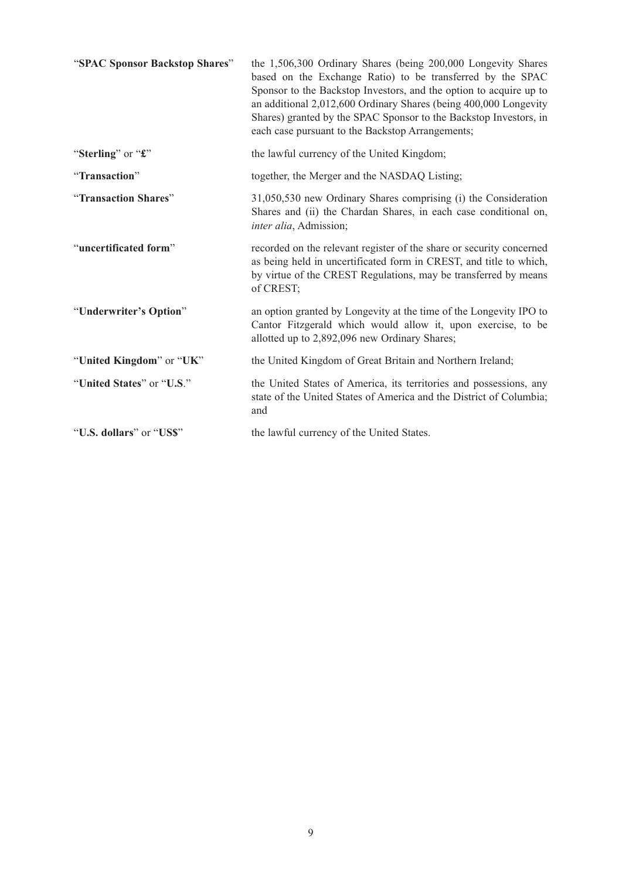| | |
|---|---|
| "**SPAC Sponsor Backstop Shares**" | the 1,506,300 Ordinary Shares (being 200,000 Longevity Shares based on the Exchange Ratio) to be transferred by the SPAC Sponsor to the Backstop Investors, and the option to acquire up to an additional 2,012,600 Ordinary Shares (being 400,000 Longevity Shares) granted by the SPAC Sponsor to the Backstop Investors, in each case pursuant to the Backstop Arrangements; |
| "**Sterling**" or "**£**" | the lawful currency of the United Kingdom; |
| "**Transaction**" | together, the Merger and the NASDAQ Listing; |
| "**Transaction Shares**" | 31,050,530 new Ordinary Shares comprising (i) the Consideration Shares and (ii) the Chardan Shares, in each case conditional on, *inter alia*, Admission; |
| "**uncertificated form**" | recorded on the relevant register of the share or security concerned as being held in uncertificated form in CREST, and title to which, by virtue of the CREST Regulations, may be transferred by means of CREST; |
| "**Underwriter's Option**" | an option granted by Longevity at the time of the Longevity IPO to Cantor Fitzgerald which would allow it, upon exercise, to be allotted up to 2,892,096 new Ordinary Shares; |
| "**United Kingdom**" or "**UK**" | the United Kingdom of Great Britain and Northern Ireland; |
| "**United States**" or "**U.S.**" | the United States of America, its territories and possessions, any state of the United States of America and the District of Columbia; and |
| "**U.S. dollars**" or "**US$**" | the lawful currency of the United States. |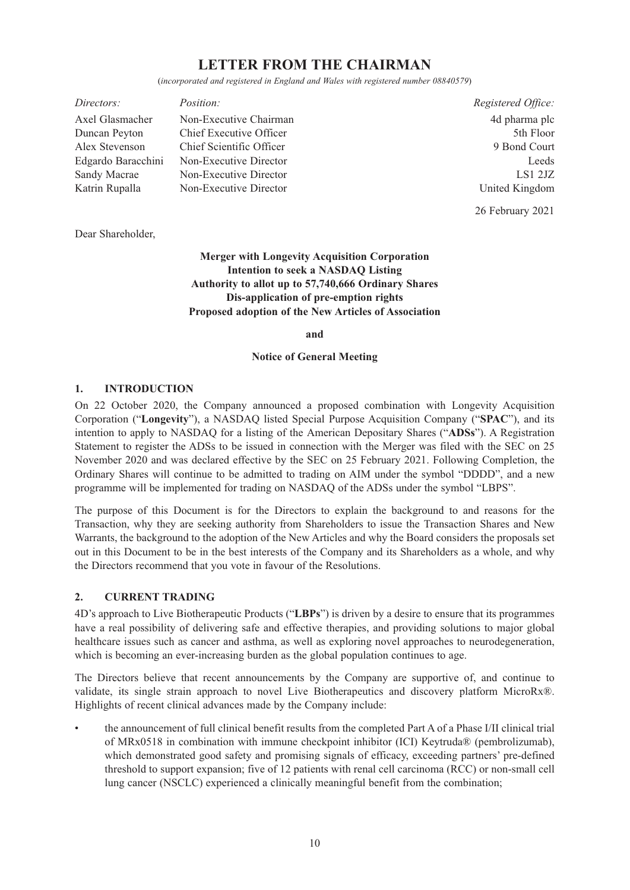# LETTER FROM THE CHAIRMAN

*(incorporated and registered in England and Wales with registered number 08840579)*

| *Directors:* | *Position:* | *Registered Office:* |
|---|---|---|
| Axel Glasmacher | Non-Executive Chairman | 4d pharma plc |
| Duncan Peyton | Chief Executive Officer | 5th Floor |
| Alex Stevenson | Chief Scientific Officer | 9 Bond Court |
| Edgardo Baracchini | Non-Executive Director | Leeds |
| Sandy Macrae | Non-Executive Director | LS1 2JZ |
| Katrin Rupalla | Non-Executive Director | United Kingdom |

26 February 2021

Dear Shareholder,

**Merger with Longevity Acquisition Corporation**
**Intention to seek a NASDAQ Listing**
**Authority to allot up to 57,740,666 Ordinary Shares**
**Dis-application of pre-emption rights**
**Proposed adoption of the New Articles of Association**

**and**

**Notice of General Meeting**

## 1. INTRODUCTION

On 22 October 2020, the Company announced a proposed combination with Longevity Acquisition Corporation ("**Longevity**"), a NASDAQ listed Special Purpose Acquisition Company ("**SPAC**"), and its intention to apply to NASDAQ for a listing of the American Depositary Shares ("**ADSs**"). A Registration Statement to register the ADSs to be issued in connection with the Merger was filed with the SEC on 25 November 2020 and was declared effective by the SEC on 25 February 2021. Following Completion, the Ordinary Shares will continue to be admitted to trading on AIM under the symbol "DDDD", and a new programme will be implemented for trading on NASDAQ of the ADSs under the symbol "LBPS".

The purpose of this Document is for the Directors to explain the background to and reasons for the Transaction, why they are seeking authority from Shareholders to issue the Transaction Shares and New Warrants, the background to the adoption of the New Articles and why the Board considers the proposals set out in this Document to be in the best interests of the Company and its Shareholders as a whole, and why the Directors recommend that you vote in favour of the Resolutions.

## 2. CURRENT TRADING

4D's approach to Live Biotherapeutic Products ("**LBPs**") is driven by a desire to ensure that its programmes have a real possibility of delivering safe and effective therapies, and providing solutions to major global healthcare issues such as cancer and asthma, as well as exploring novel approaches to neurodegeneration, which is becoming an ever-increasing burden as the global population continues to age.

The Directors believe that recent announcements by the Company are supportive of, and continue to validate, its single strain approach to novel Live Biotherapeutics and discovery platform MicroRx®. Highlights of recent clinical advances made by the Company include:

- the announcement of full clinical benefit results from the completed Part A of a Phase I/II clinical trial of MRx0518 in combination with immune checkpoint inhibitor (ICI) Keytruda® (pembrolizumab), which demonstrated good safety and promising signals of efficacy, exceeding partners' pre-defined threshold to support expansion; five of 12 patients with renal cell carcinoma (RCC) or non-small cell lung cancer (NSCLC) experienced a clinically meaningful benefit from the combination;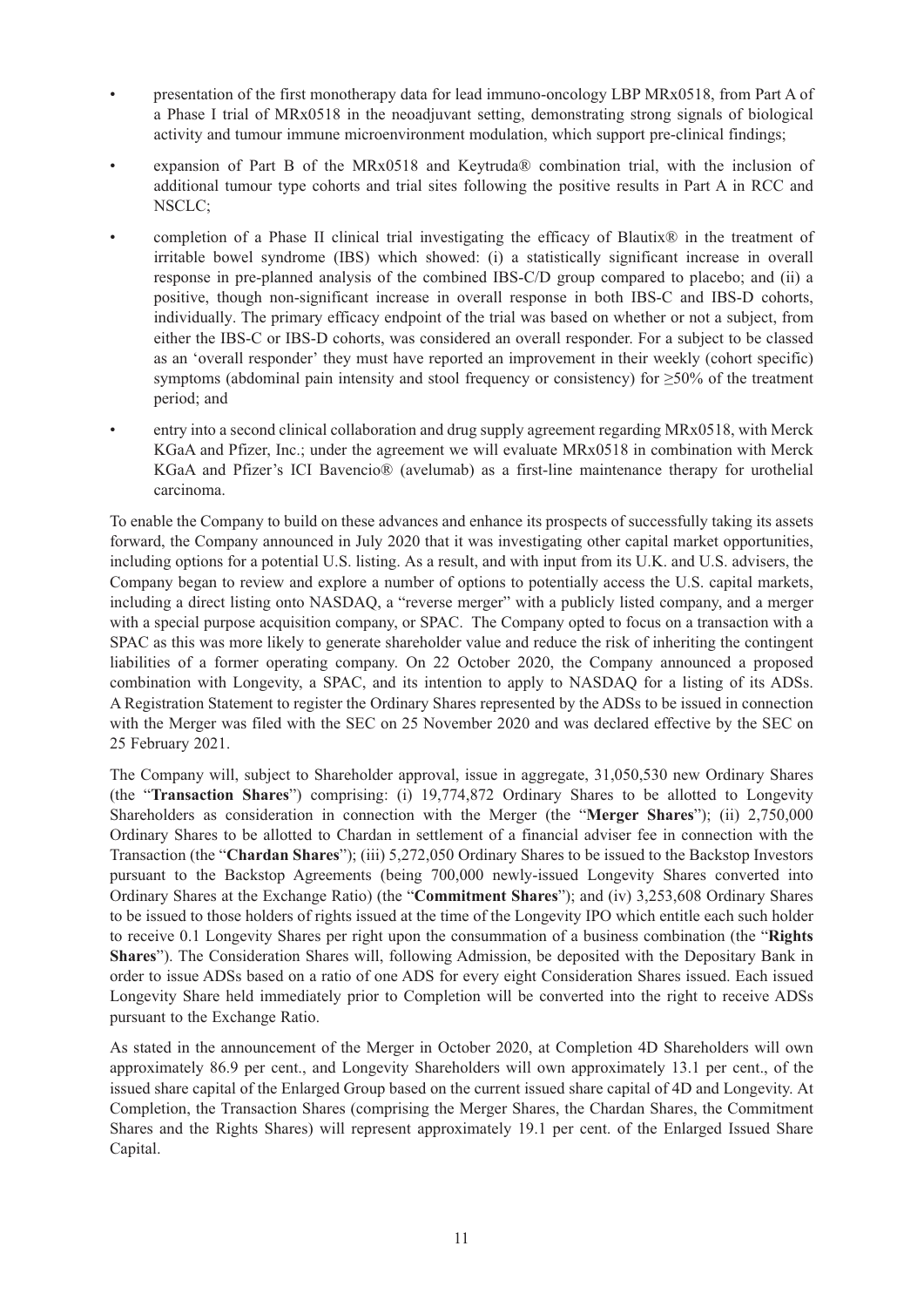- presentation of the first monotherapy data for lead immuno-oncology LBP MRx0518, from Part A of a Phase I trial of MRx0518 in the neoadjuvant setting, demonstrating strong signals of biological activity and tumour immune microenvironment modulation, which support pre-clinical findings;
- expansion of Part B of the MRx0518 and Keytruda® combination trial, with the inclusion of additional tumour type cohorts and trial sites following the positive results in Part A in RCC and NSCLC;
- completion of a Phase II clinical trial investigating the efficacy of Blautix® in the treatment of irritable bowel syndrome (IBS) which showed: (i) a statistically significant increase in overall response in pre-planned analysis of the combined IBS-C/D group compared to placebo; and (ii) a positive, though non-significant increase in overall response in both IBS-C and IBS-D cohorts, individually. The primary efficacy endpoint of the trial was based on whether or not a subject, from either the IBS-C or IBS-D cohorts, was considered an overall responder. For a subject to be classed as an 'overall responder' they must have reported an improvement in their weekly (cohort specific) symptoms (abdominal pain intensity and stool frequency or consistency) for ≥50% of the treatment period; and
- entry into a second clinical collaboration and drug supply agreement regarding MRx0518, with Merck KGaA and Pfizer, Inc.; under the agreement we will evaluate MRx0518 in combination with Merck KGaA and Pfizer's ICI Bavencio® (avelumab) as a first-line maintenance therapy for urothelial carcinoma.

To enable the Company to build on these advances and enhance its prospects of successfully taking its assets forward, the Company announced in July 2020 that it was investigating other capital market opportunities, including options for a potential U.S. listing. As a result, and with input from its U.K. and U.S. advisers, the Company began to review and explore a number of options to potentially access the U.S. capital markets, including a direct listing onto NASDAQ, a "reverse merger" with a publicly listed company, and a merger with a special purpose acquisition company, or SPAC. The Company opted to focus on a transaction with a SPAC as this was more likely to generate shareholder value and reduce the risk of inheriting the contingent liabilities of a former operating company. On 22 October 2020, the Company announced a proposed combination with Longevity, a SPAC, and its intention to apply to NASDAQ for a listing of its ADSs. A Registration Statement to register the Ordinary Shares represented by the ADSs to be issued in connection with the Merger was filed with the SEC on 25 November 2020 and was declared effective by the SEC on 25 February 2021.

The Company will, subject to Shareholder approval, issue in aggregate, 31,050,530 new Ordinary Shares (the "**Transaction Shares**") comprising: (i) 19,774,872 Ordinary Shares to be allotted to Longevity Shareholders as consideration in connection with the Merger (the "**Merger Shares**"); (ii) 2,750,000 Ordinary Shares to be allotted to Chardan in settlement of a financial adviser fee in connection with the Transaction (the "**Chardan Shares**"); (iii) 5,272,050 Ordinary Shares to be issued to the Backstop Investors pursuant to the Backstop Agreements (being 700,000 newly-issued Longevity Shares converted into Ordinary Shares at the Exchange Ratio) (the "**Commitment Shares**"); and (iv) 3,253,608 Ordinary Shares to be issued to those holders of rights issued at the time of the Longevity IPO which entitle each such holder to receive 0.1 Longevity Shares per right upon the consummation of a business combination (the "**Rights Shares**"). The Consideration Shares will, following Admission, be deposited with the Depositary Bank in order to issue ADSs based on a ratio of one ADS for every eight Consideration Shares issued. Each issued Longevity Share held immediately prior to Completion will be converted into the right to receive ADSs pursuant to the Exchange Ratio.

As stated in the announcement of the Merger in October 2020, at Completion 4D Shareholders will own approximately 86.9 per cent., and Longevity Shareholders will own approximately 13.1 per cent., of the issued share capital of the Enlarged Group based on the current issued share capital of 4D and Longevity. At Completion, the Transaction Shares (comprising the Merger Shares, the Chardan Shares, the Commitment Shares and the Rights Shares) will represent approximately 19.1 per cent. of the Enlarged Issued Share Capital.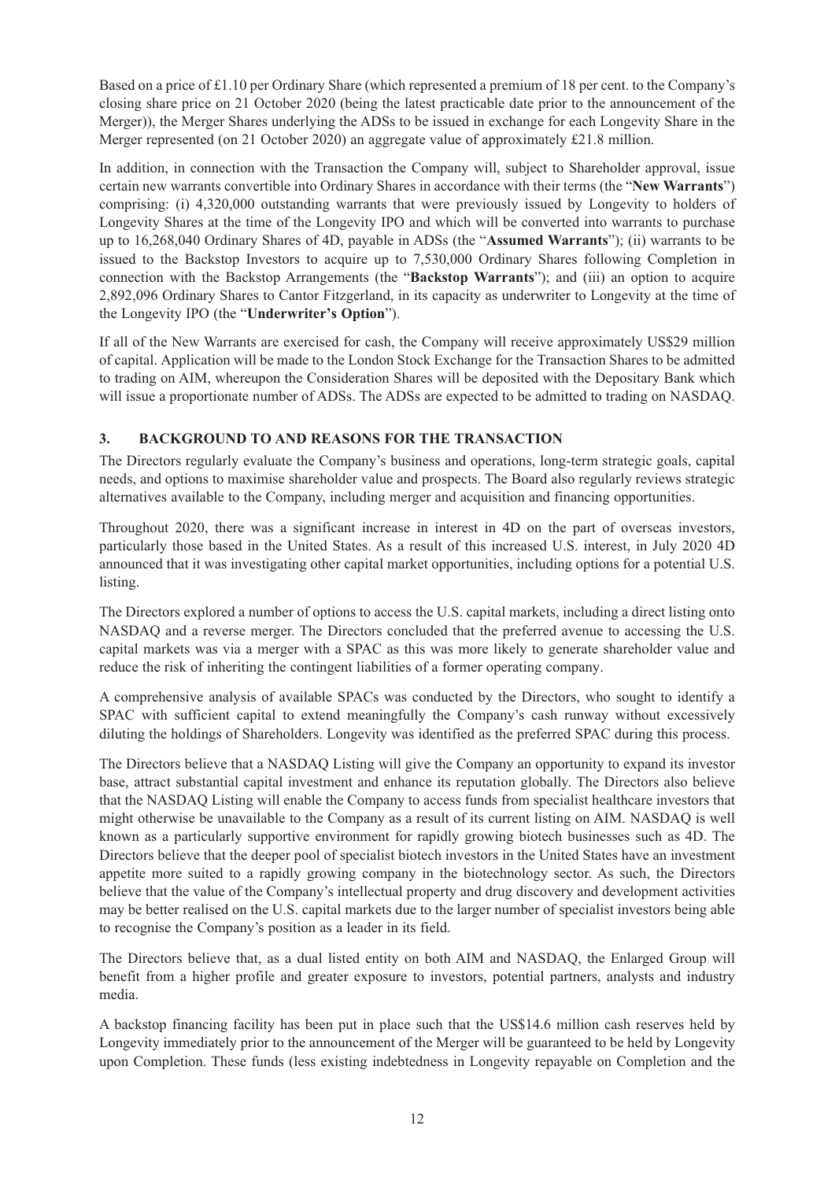Based on a price of £1.10 per Ordinary Share (which represented a premium of 18 per cent. to the Company's closing share price on 21 October 2020 (being the latest practicable date prior to the announcement of the Merger)), the Merger Shares underlying the ADSs to be issued in exchange for each Longevity Share in the Merger represented (on 21 October 2020) an aggregate value of approximately £21.8 million.

In addition, in connection with the Transaction the Company will, subject to Shareholder approval, issue certain new warrants convertible into Ordinary Shares in accordance with their terms (the "**New Warrants**") comprising: (i) 4,320,000 outstanding warrants that were previously issued by Longevity to holders of Longevity Shares at the time of the Longevity IPO and which will be converted into warrants to purchase up to 16,268,040 Ordinary Shares of 4D, payable in ADSs (the "**Assumed Warrants**"); (ii) warrants to be issued to the Backstop Investors to acquire up to 7,530,000 Ordinary Shares following Completion in connection with the Backstop Arrangements (the "**Backstop Warrants**"); and (iii) an option to acquire 2,892,096 Ordinary Shares to Cantor Fitzgerland, in its capacity as underwriter to Longevity at the time of the Longevity IPO (the "**Underwriter's Option**").

If all of the New Warrants are exercised for cash, the Company will receive approximately US$29 million of capital. Application will be made to the London Stock Exchange for the Transaction Shares to be admitted to trading on AIM, whereupon the Consideration Shares will be deposited with the Depositary Bank which will issue a proportionate number of ADSs. The ADSs are expected to be admitted to trading on NASDAQ.

## 3. BACKGROUND TO AND REASONS FOR THE TRANSACTION

The Directors regularly evaluate the Company's business and operations, long-term strategic goals, capital needs, and options to maximise shareholder value and prospects. The Board also regularly reviews strategic alternatives available to the Company, including merger and acquisition and financing opportunities.

Throughout 2020, there was a significant increase in interest in 4D on the part of overseas investors, particularly those based in the United States. As a result of this increased U.S. interest, in July 2020 4D announced that it was investigating other capital market opportunities, including options for a potential U.S. listing.

The Directors explored a number of options to access the U.S. capital markets, including a direct listing onto NASDAQ and a reverse merger. The Directors concluded that the preferred avenue to accessing the U.S. capital markets was via a merger with a SPAC as this was more likely to generate shareholder value and reduce the risk of inheriting the contingent liabilities of a former operating company.

A comprehensive analysis of available SPACs was conducted by the Directors, who sought to identify a SPAC with sufficient capital to extend meaningfully the Company's cash runway without excessively diluting the holdings of Shareholders. Longevity was identified as the preferred SPAC during this process.

The Directors believe that a NASDAQ Listing will give the Company an opportunity to expand its investor base, attract substantial capital investment and enhance its reputation globally. The Directors also believe that the NASDAQ Listing will enable the Company to access funds from specialist healthcare investors that might otherwise be unavailable to the Company as a result of its current listing on AIM. NASDAQ is well known as a particularly supportive environment for rapidly growing biotech businesses such as 4D. The Directors believe that the deeper pool of specialist biotech investors in the United States have an investment appetite more suited to a rapidly growing company in the biotechnology sector. As such, the Directors believe that the value of the Company's intellectual property and drug discovery and development activities may be better realised on the U.S. capital markets due to the larger number of specialist investors being able to recognise the Company's position as a leader in its field.

The Directors believe that, as a dual listed entity on both AIM and NASDAQ, the Enlarged Group will benefit from a higher profile and greater exposure to investors, potential partners, analysts and industry media.

A backstop financing facility has been put in place such that the US$14.6 million cash reserves held by Longevity immediately prior to the announcement of the Merger will be guaranteed to be held by Longevity upon Completion. These funds (less existing indebtedness in Longevity repayable on Completion and the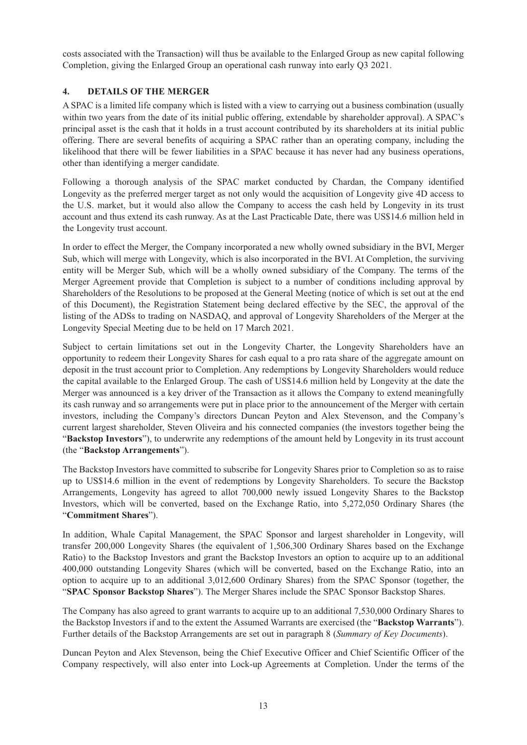costs associated with the Transaction) will thus be available to the Enlarged Group as new capital following Completion, giving the Enlarged Group an operational cash runway into early Q3 2021.

## 4. DETAILS OF THE MERGER

A SPAC is a limited life company which is listed with a view to carrying out a business combination (usually within two years from the date of its initial public offering, extendable by shareholder approval). A SPAC's principal asset is the cash that it holds in a trust account contributed by its shareholders at its initial public offering. There are several benefits of acquiring a SPAC rather than an operating company, including the likelihood that there will be fewer liabilities in a SPAC because it has never had any business operations, other than identifying a merger candidate.

Following a thorough analysis of the SPAC market conducted by Chardan, the Company identified Longevity as the preferred merger target as not only would the acquisition of Longevity give 4D access to the U.S. market, but it would also allow the Company to access the cash held by Longevity in its trust account and thus extend its cash runway. As at the Last Practicable Date, there was US$14.6 million held in the Longevity trust account.

In order to effect the Merger, the Company incorporated a new wholly owned subsidiary in the BVI, Merger Sub, which will merge with Longevity, which is also incorporated in the BVI. At Completion, the surviving entity will be Merger Sub, which will be a wholly owned subsidiary of the Company. The terms of the Merger Agreement provide that Completion is subject to a number of conditions including approval by Shareholders of the Resolutions to be proposed at the General Meeting (notice of which is set out at the end of this Document), the Registration Statement being declared effective by the SEC, the approval of the listing of the ADSs to trading on NASDAQ, and approval of Longevity Shareholders of the Merger at the Longevity Special Meeting due to be held on 17 March 2021.

Subject to certain limitations set out in the Longevity Charter, the Longevity Shareholders have an opportunity to redeem their Longevity Shares for cash equal to a pro rata share of the aggregate amount on deposit in the trust account prior to Completion. Any redemptions by Longevity Shareholders would reduce the capital available to the Enlarged Group. The cash of US$14.6 million held by Longevity at the date the Merger was announced is a key driver of the Transaction as it allows the Company to extend meaningfully its cash runway and so arrangements were put in place prior to the announcement of the Merger with certain investors, including the Company's directors Duncan Peyton and Alex Stevenson, and the Company's current largest shareholder, Steven Oliveira and his connected companies (the investors together being the "**Backstop Investors**"), to underwrite any redemptions of the amount held by Longevity in its trust account (the "**Backstop Arrangements**").

The Backstop Investors have committed to subscribe for Longevity Shares prior to Completion so as to raise up to US$14.6 million in the event of redemptions by Longevity Shareholders. To secure the Backstop Arrangements, Longevity has agreed to allot 700,000 newly issued Longevity Shares to the Backstop Investors, which will be converted, based on the Exchange Ratio, into 5,272,050 Ordinary Shares (the "**Commitment Shares**").

In addition, Whale Capital Management, the SPAC Sponsor and largest shareholder in Longevity, will transfer 200,000 Longevity Shares (the equivalent of 1,506,300 Ordinary Shares based on the Exchange Ratio) to the Backstop Investors and grant the Backstop Investors an option to acquire up to an additional 400,000 outstanding Longevity Shares (which will be converted, based on the Exchange Ratio, into an option to acquire up to an additional 3,012,600 Ordinary Shares) from the SPAC Sponsor (together, the "**SPAC Sponsor Backstop Shares**"). The Merger Shares include the SPAC Sponsor Backstop Shares.

The Company has also agreed to grant warrants to acquire up to an additional 7,530,000 Ordinary Shares to the Backstop Investors if and to the extent the Assumed Warrants are exercised (the "**Backstop Warrants**"). Further details of the Backstop Arrangements are set out in paragraph 8 (*Summary of Key Documents*).

Duncan Peyton and Alex Stevenson, being the Chief Executive Officer and Chief Scientific Officer of the Company respectively, will also enter into Lock-up Agreements at Completion. Under the terms of the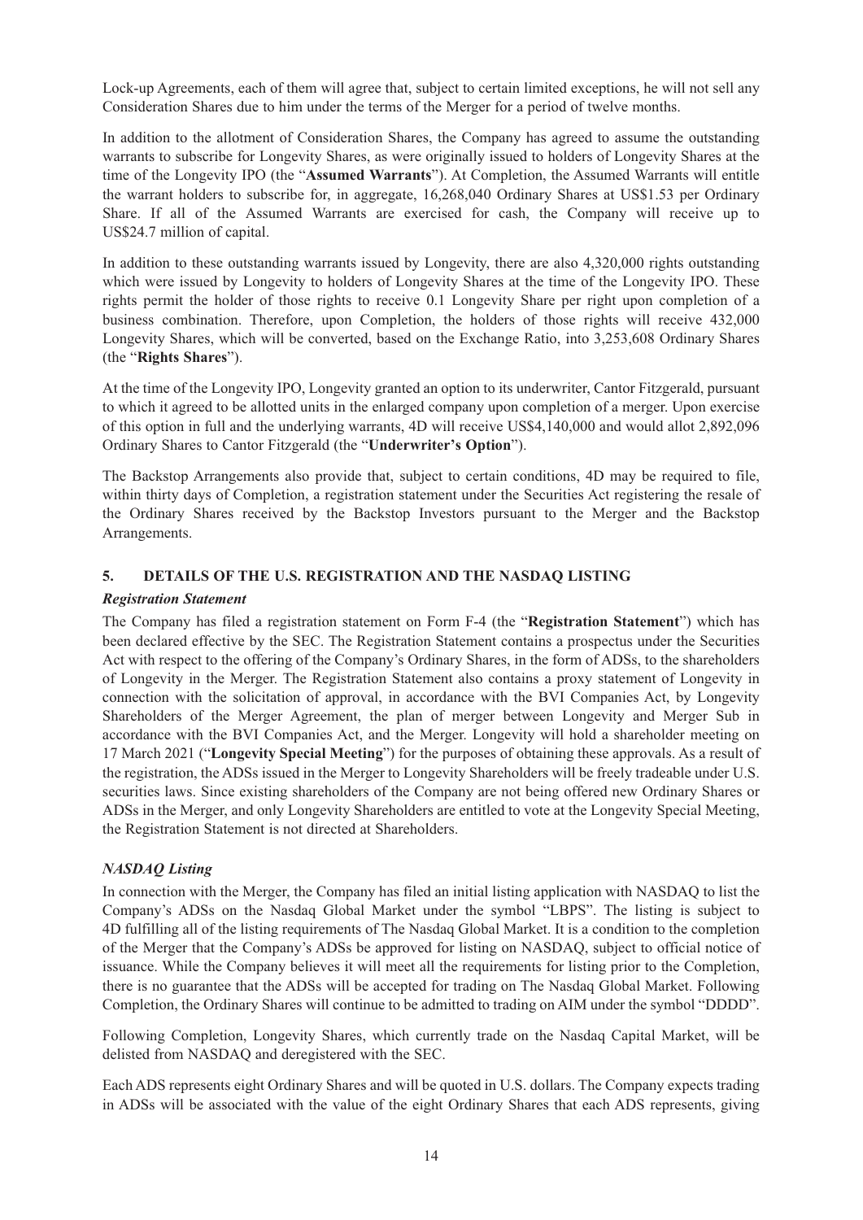Lock-up Agreements, each of them will agree that, subject to certain limited exceptions, he will not sell any Consideration Shares due to him under the terms of the Merger for a period of twelve months.

In addition to the allotment of Consideration Shares, the Company has agreed to assume the outstanding warrants to subscribe for Longevity Shares, as were originally issued to holders of Longevity Shares at the time of the Longevity IPO (the "**Assumed Warrants**"). At Completion, the Assumed Warrants will entitle the warrant holders to subscribe for, in aggregate, 16,268,040 Ordinary Shares at US$1.53 per Ordinary Share. If all of the Assumed Warrants are exercised for cash, the Company will receive up to US$24.7 million of capital.

In addition to these outstanding warrants issued by Longevity, there are also 4,320,000 rights outstanding which were issued by Longevity to holders of Longevity Shares at the time of the Longevity IPO. These rights permit the holder of those rights to receive 0.1 Longevity Share per right upon completion of a business combination. Therefore, upon Completion, the holders of those rights will receive 432,000 Longevity Shares, which will be converted, based on the Exchange Ratio, into 3,253,608 Ordinary Shares (the "**Rights Shares**").

At the time of the Longevity IPO, Longevity granted an option to its underwriter, Cantor Fitzgerald, pursuant to which it agreed to be allotted units in the enlarged company upon completion of a merger. Upon exercise of this option in full and the underlying warrants, 4D will receive US$4,140,000 and would allot 2,892,096 Ordinary Shares to Cantor Fitzgerald (the "**Underwriter's Option**").

The Backstop Arrangements also provide that, subject to certain conditions, 4D may be required to file, within thirty days of Completion, a registration statement under the Securities Act registering the resale of the Ordinary Shares received by the Backstop Investors pursuant to the Merger and the Backstop Arrangements.

## 5. DETAILS OF THE U.S. REGISTRATION AND THE NASDAQ LISTING

### *Registration Statement*

The Company has filed a registration statement on Form F-4 (the "**Registration Statement**") which has been declared effective by the SEC. The Registration Statement contains a prospectus under the Securities Act with respect to the offering of the Company's Ordinary Shares, in the form of ADSs, to the shareholders of Longevity in the Merger. The Registration Statement also contains a proxy statement of Longevity in connection with the solicitation of approval, in accordance with the BVI Companies Act, by Longevity Shareholders of the Merger Agreement, the plan of merger between Longevity and Merger Sub in accordance with the BVI Companies Act, and the Merger. Longevity will hold a shareholder meeting on 17 March 2021 ("**Longevity Special Meeting**") for the purposes of obtaining these approvals. As a result of the registration, the ADSs issued in the Merger to Longevity Shareholders will be freely tradeable under U.S. securities laws. Since existing shareholders of the Company are not being offered new Ordinary Shares or ADSs in the Merger, and only Longevity Shareholders are entitled to vote at the Longevity Special Meeting, the Registration Statement is not directed at Shareholders.

### *NASDAQ Listing*

In connection with the Merger, the Company has filed an initial listing application with NASDAQ to list the Company's ADSs on the Nasdaq Global Market under the symbol "LBPS". The listing is subject to 4D fulfilling all of the listing requirements of The Nasdaq Global Market. It is a condition to the completion of the Merger that the Company's ADSs be approved for listing on NASDAQ, subject to official notice of issuance. While the Company believes it will meet all the requirements for listing prior to the Completion, there is no guarantee that the ADSs will be accepted for trading on The Nasdaq Global Market. Following Completion, the Ordinary Shares will continue to be admitted to trading on AIM under the symbol "DDDD".

Following Completion, Longevity Shares, which currently trade on the Nasdaq Capital Market, will be delisted from NASDAQ and deregistered with the SEC.

Each ADS represents eight Ordinary Shares and will be quoted in U.S. dollars. The Company expects trading in ADSs will be associated with the value of the eight Ordinary Shares that each ADS represents, giving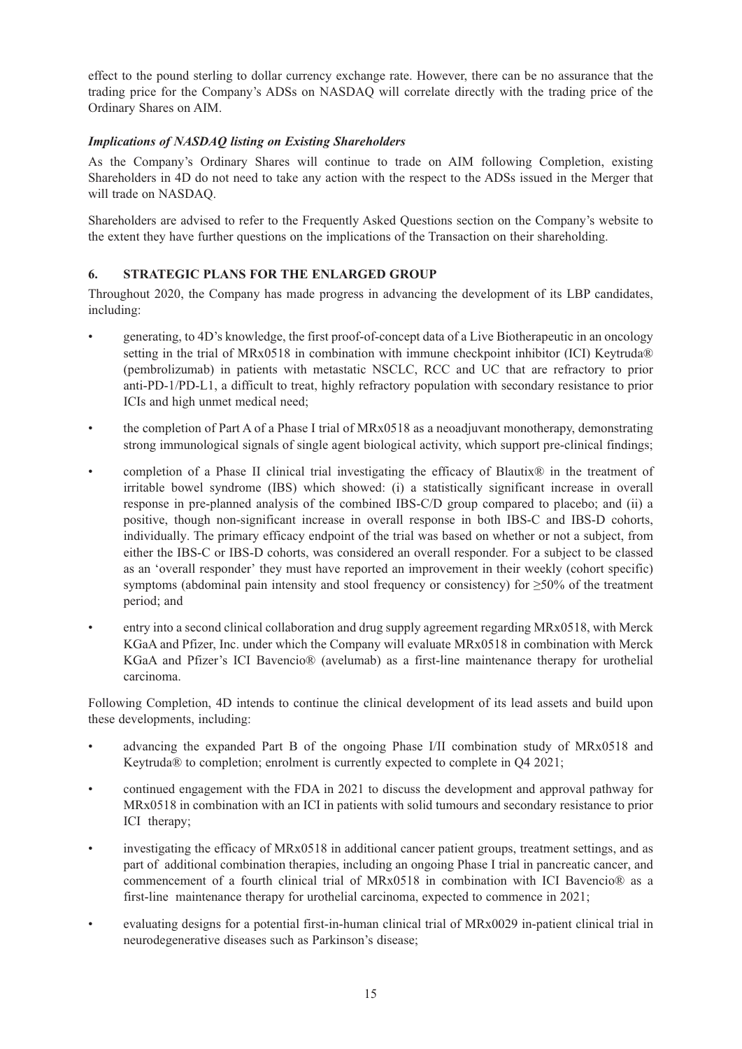effect to the pound sterling to dollar currency exchange rate. However, there can be no assurance that the trading price for the Company's ADSs on NASDAQ will correlate directly with the trading price of the Ordinary Shares on AIM.

***Implications of NASDAQ listing on Existing Shareholders***

As the Company's Ordinary Shares will continue to trade on AIM following Completion, existing Shareholders in 4D do not need to take any action with the respect to the ADSs issued in the Merger that will trade on NASDAQ.

Shareholders are advised to refer to the Frequently Asked Questions section on the Company's website to the extent they have further questions on the implications of the Transaction on their shareholding.

## 6. STRATEGIC PLANS FOR THE ENLARGED GROUP

Throughout 2020, the Company has made progress in advancing the development of its LBP candidates, including:

- generating, to 4D's knowledge, the first proof-of-concept data of a Live Biotherapeutic in an oncology setting in the trial of MRx0518 in combination with immune checkpoint inhibitor (ICI) Keytruda® (pembrolizumab) in patients with metastatic NSCLC, RCC and UC that are refractory to prior anti-PD-1/PD-L1, a difficult to treat, highly refractory population with secondary resistance to prior ICIs and high unmet medical need;
- the completion of Part A of a Phase I trial of MRx0518 as a neoadjuvant monotherapy, demonstrating strong immunological signals of single agent biological activity, which support pre-clinical findings;
- completion of a Phase II clinical trial investigating the efficacy of Blautix® in the treatment of irritable bowel syndrome (IBS) which showed: (i) a statistically significant increase in overall response in pre-planned analysis of the combined IBS-C/D group compared to placebo; and (ii) a positive, though non-significant increase in overall response in both IBS-C and IBS-D cohorts, individually. The primary efficacy endpoint of the trial was based on whether or not a subject, from either the IBS-C or IBS-D cohorts, was considered an overall responder. For a subject to be classed as an 'overall responder' they must have reported an improvement in their weekly (cohort specific) symptoms (abdominal pain intensity and stool frequency or consistency) for ≥50% of the treatment period; and
- entry into a second clinical collaboration and drug supply agreement regarding MRx0518, with Merck KGaA and Pfizer, Inc. under which the Company will evaluate MRx0518 in combination with Merck KGaA and Pfizer's ICI Bavencio® (avelumab) as a first-line maintenance therapy for urothelial carcinoma.

Following Completion, 4D intends to continue the clinical development of its lead assets and build upon these developments, including:

- advancing the expanded Part B of the ongoing Phase I/II combination study of MRx0518 and Keytruda® to completion; enrolment is currently expected to complete in Q4 2021;
- continued engagement with the FDA in 2021 to discuss the development and approval pathway for MRx0518 in combination with an ICI in patients with solid tumours and secondary resistance to prior ICI therapy;
- investigating the efficacy of MRx0518 in additional cancer patient groups, treatment settings, and as part of additional combination therapies, including an ongoing Phase I trial in pancreatic cancer, and commencement of a fourth clinical trial of MRx0518 in combination with ICI Bavencio® as a first-line maintenance therapy for urothelial carcinoma, expected to commence in 2021;
- evaluating designs for a potential first-in-human clinical trial of MRx0029 in-patient clinical trial in neurodegenerative diseases such as Parkinson's disease;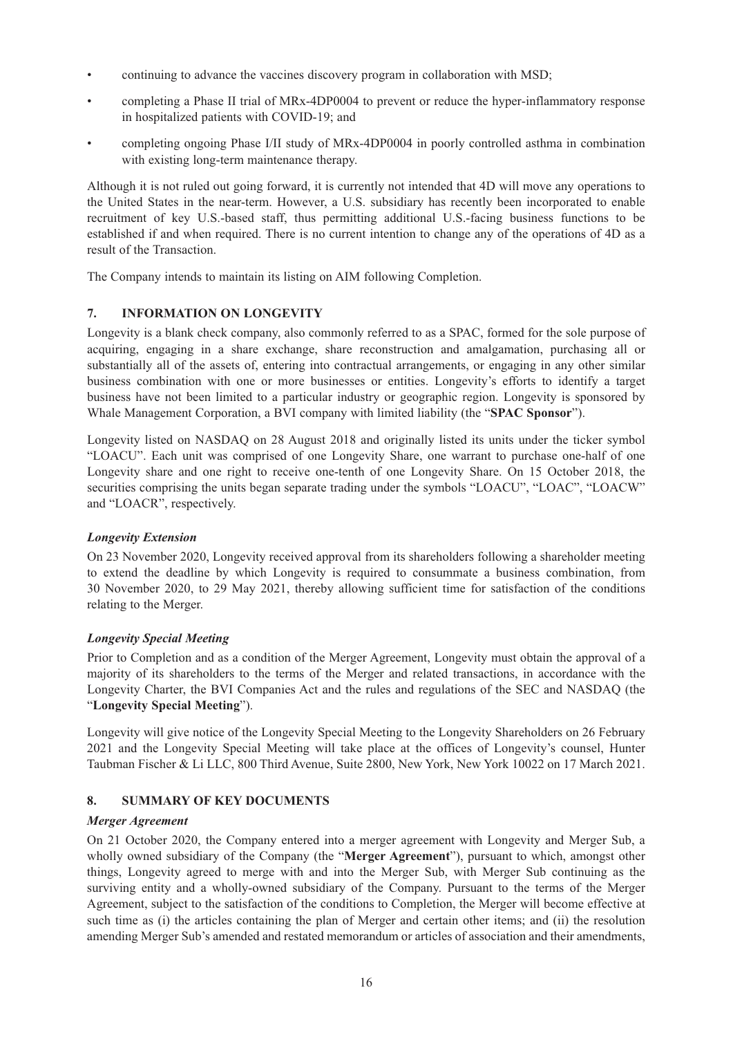- continuing to advance the vaccines discovery program in collaboration with MSD;
- completing a Phase II trial of MRx-4DP0004 to prevent or reduce the hyper-inflammatory response in hospitalized patients with COVID-19; and
- completing ongoing Phase I/II study of MRx-4DP0004 in poorly controlled asthma in combination with existing long-term maintenance therapy.

Although it is not ruled out going forward, it is currently not intended that 4D will move any operations to the United States in the near-term. However, a U.S. subsidiary has recently been incorporated to enable recruitment of key U.S.-based staff, thus permitting additional U.S.-facing business functions to be established if and when required. There is no current intention to change any of the operations of 4D as a result of the Transaction.

The Company intends to maintain its listing on AIM following Completion.

## 7. INFORMATION ON LONGEVITY

Longevity is a blank check company, also commonly referred to as a SPAC, formed for the sole purpose of acquiring, engaging in a share exchange, share reconstruction and amalgamation, purchasing all or substantially all of the assets of, entering into contractual arrangements, or engaging in any other similar business combination with one or more businesses or entities. Longevity's efforts to identify a target business have not been limited to a particular industry or geographic region. Longevity is sponsored by Whale Management Corporation, a BVI company with limited liability (the "**SPAC Sponsor**").

Longevity listed on NASDAQ on 28 August 2018 and originally listed its units under the ticker symbol "LOACU". Each unit was comprised of one Longevity Share, one warrant to purchase one-half of one Longevity share and one right to receive one-tenth of one Longevity Share. On 15 October 2018, the securities comprising the units began separate trading under the symbols "LOACU", "LOAC", "LOACW" and "LOACR", respectively.

### *Longevity Extension*

On 23 November 2020, Longevity received approval from its shareholders following a shareholder meeting to extend the deadline by which Longevity is required to consummate a business combination, from 30 November 2020, to 29 May 2021, thereby allowing sufficient time for satisfaction of the conditions relating to the Merger.

### *Longevity Special Meeting*

Prior to Completion and as a condition of the Merger Agreement, Longevity must obtain the approval of a majority of its shareholders to the terms of the Merger and related transactions, in accordance with the Longevity Charter, the BVI Companies Act and the rules and regulations of the SEC and NASDAQ (the "**Longevity Special Meeting**").

Longevity will give notice of the Longevity Special Meeting to the Longevity Shareholders on 26 February 2021 and the Longevity Special Meeting will take place at the offices of Longevity's counsel, Hunter Taubman Fischer & Li LLC, 800 Third Avenue, Suite 2800, New York, New York 10022 on 17 March 2021.

## 8. SUMMARY OF KEY DOCUMENTS

### *Merger Agreement*

On 21 October 2020, the Company entered into a merger agreement with Longevity and Merger Sub, a wholly owned subsidiary of the Company (the "**Merger Agreement**"), pursuant to which, amongst other things, Longevity agreed to merge with and into the Merger Sub, with Merger Sub continuing as the surviving entity and a wholly-owned subsidiary of the Company. Pursuant to the terms of the Merger Agreement, subject to the satisfaction of the conditions to Completion, the Merger will become effective at such time as (i) the articles containing the plan of Merger and certain other items; and (ii) the resolution amending Merger Sub's amended and restated memorandum or articles of association and their amendments,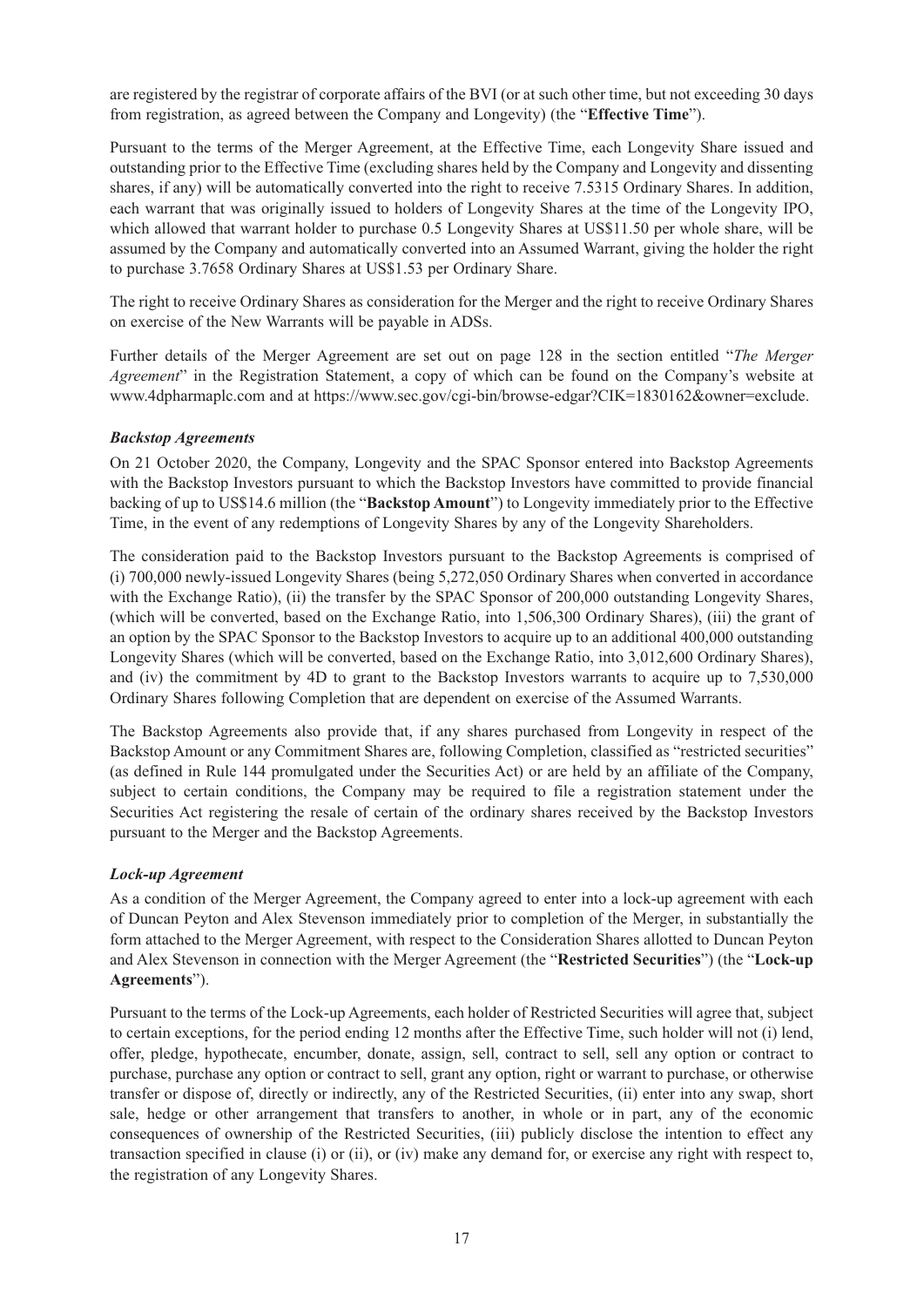are registered by the registrar of corporate affairs of the BVI (or at such other time, but not exceeding 30 days from registration, as agreed between the Company and Longevity) (the "**Effective Time**").

Pursuant to the terms of the Merger Agreement, at the Effective Time, each Longevity Share issued and outstanding prior to the Effective Time (excluding shares held by the Company and Longevity and dissenting shares, if any) will be automatically converted into the right to receive 7.5315 Ordinary Shares. In addition, each warrant that was originally issued to holders of Longevity Shares at the time of the Longevity IPO, which allowed that warrant holder to purchase 0.5 Longevity Shares at US$11.50 per whole share, will be assumed by the Company and automatically converted into an Assumed Warrant, giving the holder the right to purchase 3.7658 Ordinary Shares at US$1.53 per Ordinary Share.

The right to receive Ordinary Shares as consideration for the Merger and the right to receive Ordinary Shares on exercise of the New Warrants will be payable in ADSs.

Further details of the Merger Agreement are set out on page 128 in the section entitled "*The Merger Agreement*" in the Registration Statement, a copy of which can be found on the Company's website at www.4dpharmaplc.com and at https://www.sec.gov/cgi-bin/browse-edgar?CIK=1830162&owner=exclude.

***Backstop Agreements***

On 21 October 2020, the Company, Longevity and the SPAC Sponsor entered into Backstop Agreements with the Backstop Investors pursuant to which the Backstop Investors have committed to provide financial backing of up to US$14.6 million (the "**Backstop Amount**") to Longevity immediately prior to the Effective Time, in the event of any redemptions of Longevity Shares by any of the Longevity Shareholders.

The consideration paid to the Backstop Investors pursuant to the Backstop Agreements is comprised of (i) 700,000 newly-issued Longevity Shares (being 5,272,050 Ordinary Shares when converted in accordance with the Exchange Ratio), (ii) the transfer by the SPAC Sponsor of 200,000 outstanding Longevity Shares, (which will be converted, based on the Exchange Ratio, into 1,506,300 Ordinary Shares), (iii) the grant of an option by the SPAC Sponsor to the Backstop Investors to acquire up to an additional 400,000 outstanding Longevity Shares (which will be converted, based on the Exchange Ratio, into 3,012,600 Ordinary Shares), and (iv) the commitment by 4D to grant to the Backstop Investors warrants to acquire up to 7,530,000 Ordinary Shares following Completion that are dependent on exercise of the Assumed Warrants.

The Backstop Agreements also provide that, if any shares purchased from Longevity in respect of the Backstop Amount or any Commitment Shares are, following Completion, classified as "restricted securities" (as defined in Rule 144 promulgated under the Securities Act) or are held by an affiliate of the Company, subject to certain conditions, the Company may be required to file a registration statement under the Securities Act registering the resale of certain of the ordinary shares received by the Backstop Investors pursuant to the Merger and the Backstop Agreements.

***Lock-up Agreement***

As a condition of the Merger Agreement, the Company agreed to enter into a lock-up agreement with each of Duncan Peyton and Alex Stevenson immediately prior to completion of the Merger, in substantially the form attached to the Merger Agreement, with respect to the Consideration Shares allotted to Duncan Peyton and Alex Stevenson in connection with the Merger Agreement (the "**Restricted Securities**") (the "**Lock-up Agreements**").

Pursuant to the terms of the Lock-up Agreements, each holder of Restricted Securities will agree that, subject to certain exceptions, for the period ending 12 months after the Effective Time, such holder will not (i) lend, offer, pledge, hypothecate, encumber, donate, assign, sell, contract to sell, sell any option or contract to purchase, purchase any option or contract to sell, grant any option, right or warrant to purchase, or otherwise transfer or dispose of, directly or indirectly, any of the Restricted Securities, (ii) enter into any swap, short sale, hedge or other arrangement that transfers to another, in whole or in part, any of the economic consequences of ownership of the Restricted Securities, (iii) publicly disclose the intention to effect any transaction specified in clause (i) or (ii), or (iv) make any demand for, or exercise any right with respect to, the registration of any Longevity Shares.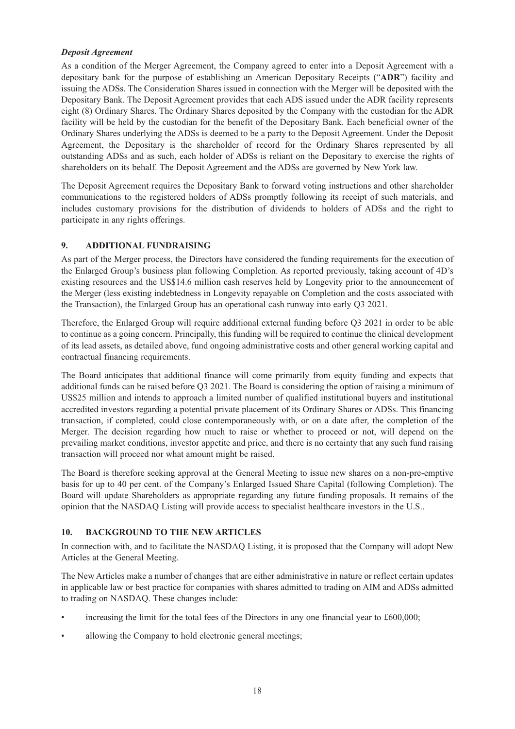***Deposit Agreement***

As a condition of the Merger Agreement, the Company agreed to enter into a Deposit Agreement with a depositary bank for the purpose of establishing an American Depositary Receipts ("**ADR**") facility and issuing the ADSs. The Consideration Shares issued in connection with the Merger will be deposited with the Depositary Bank. The Deposit Agreement provides that each ADS issued under the ADR facility represents eight (8) Ordinary Shares. The Ordinary Shares deposited by the Company with the custodian for the ADR facility will be held by the custodian for the benefit of the Depositary Bank. Each beneficial owner of the Ordinary Shares underlying the ADSs is deemed to be a party to the Deposit Agreement. Under the Deposit Agreement, the Depositary is the shareholder of record for the Ordinary Shares represented by all outstanding ADSs and as such, each holder of ADSs is reliant on the Depositary to exercise the rights of shareholders on its behalf. The Deposit Agreement and the ADSs are governed by New York law.

The Deposit Agreement requires the Depositary Bank to forward voting instructions and other shareholder communications to the registered holders of ADSs promptly following its receipt of such materials, and includes customary provisions for the distribution of dividends to holders of ADSs and the right to participate in any rights offerings.

## 9. ADDITIONAL FUNDRAISING

As part of the Merger process, the Directors have considered the funding requirements for the execution of the Enlarged Group's business plan following Completion. As reported previously, taking account of 4D's existing resources and the US$14.6 million cash reserves held by Longevity prior to the announcement of the Merger (less existing indebtedness in Longevity repayable on Completion and the costs associated with the Transaction), the Enlarged Group has an operational cash runway into early Q3 2021.

Therefore, the Enlarged Group will require additional external funding before Q3 2021 in order to be able to continue as a going concern. Principally, this funding will be required to continue the clinical development of its lead assets, as detailed above, fund ongoing administrative costs and other general working capital and contractual financing requirements.

The Board anticipates that additional finance will come primarily from equity funding and expects that additional funds can be raised before Q3 2021. The Board is considering the option of raising a minimum of US$25 million and intends to approach a limited number of qualified institutional buyers and institutional accredited investors regarding a potential private placement of its Ordinary Shares or ADSs. This financing transaction, if completed, could close contemporaneously with, or on a date after, the completion of the Merger. The decision regarding how much to raise or whether to proceed or not, will depend on the prevailing market conditions, investor appetite and price, and there is no certainty that any such fund raising transaction will proceed nor what amount might be raised.

The Board is therefore seeking approval at the General Meeting to issue new shares on a non-pre-emptive basis for up to 40 per cent. of the Company's Enlarged Issued Share Capital (following Completion). The Board will update Shareholders as appropriate regarding any future funding proposals. It remains of the opinion that the NASDAQ Listing will provide access to specialist healthcare investors in the U.S..

## 10. BACKGROUND TO THE NEW ARTICLES

In connection with, and to facilitate the NASDAQ Listing, it is proposed that the Company will adopt New Articles at the General Meeting.

The New Articles make a number of changes that are either administrative in nature or reflect certain updates in applicable law or best practice for companies with shares admitted to trading on AIM and ADSs admitted to trading on NASDAQ. These changes include:

- increasing the limit for the total fees of the Directors in any one financial year to £600,000;
- allowing the Company to hold electronic general meetings;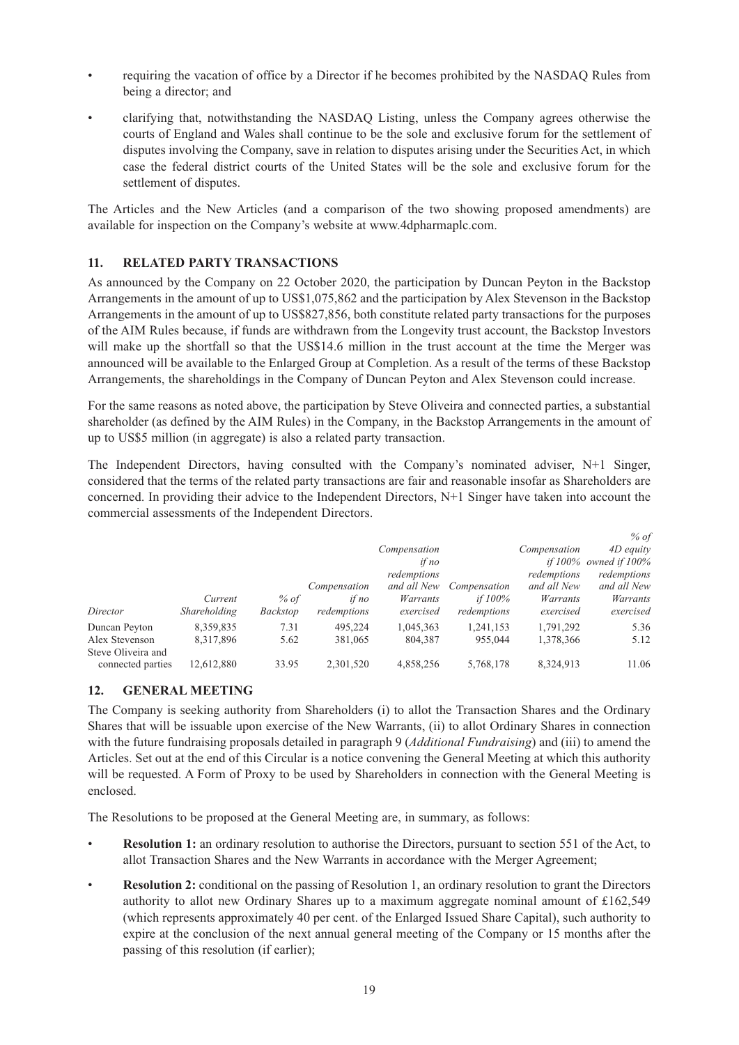- requiring the vacation of office by a Director if he becomes prohibited by the NASDAQ Rules from being a director; and
- clarifying that, notwithstanding the NASDAQ Listing, unless the Company agrees otherwise the courts of England and Wales shall continue to be the sole and exclusive forum for the settlement of disputes involving the Company, save in relation to disputes arising under the Securities Act, in which case the federal district courts of the United States will be the sole and exclusive forum for the settlement of disputes.

The Articles and the New Articles (and a comparison of the two showing proposed amendments) are available for inspection on the Company's website at www.4dpharmaplc.com.

## 11. RELATED PARTY TRANSACTIONS

As announced by the Company on 22 October 2020, the participation by Duncan Peyton in the Backstop Arrangements in the amount of up to US$1,075,862 and the participation by Alex Stevenson in the Backstop Arrangements in the amount of up to US$827,856, both constitute related party transactions for the purposes of the AIM Rules because, if funds are withdrawn from the Longevity trust account, the Backstop Investors will make up the shortfall so that the US$14.6 million in the trust account at the time the Merger was announced will be available to the Enlarged Group at Completion. As a result of the terms of these Backstop Arrangements, the shareholdings in the Company of Duncan Peyton and Alex Stevenson could increase.

For the same reasons as noted above, the participation by Steve Oliveira and connected parties, a substantial shareholder (as defined by the AIM Rules) in the Company, in the Backstop Arrangements in the amount of up to US$5 million (in aggregate) is also a related party transaction.

The Independent Directors, having consulted with the Company's nominated adviser, N+1 Singer, considered that the terms of the related party transactions are fair and reasonable insofar as Shareholders are concerned. In providing their advice to the Independent Directors, N+1 Singer have taken into account the commercial assessments of the Independent Directors.

| *Director* | *Current Shareholding* | *% of Backstop* | *Compensation if no redemptions* | *Compensation if no redemptions and all New Warrants exercised* | *Compensation if 100% redemptions* | *Compensation if 100% redemptions and all New Warrants exercised* | *% of 4D equity owned if 100% redemptions and all New Warrants exercised* |
|---|---|---|---|---|---|---|---|
| Duncan Peyton | 8,359,835 | 7.31 | 495,224 | 1,045,363 | 1,241,153 | 1,791,292 | 5.36 |
| Alex Stevenson | 8,317,896 | 5.62 | 381,065 | 804,387 | 955,044 | 1,378,366 | 5.12 |
| Steve Oliveira and connected parties | 12,612,880 | 33.95 | 2,301,520 | 4,858,256 | 5,768,178 | 8,324,913 | 11.06 |

## 12. GENERAL MEETING

The Company is seeking authority from Shareholders (i) to allot the Transaction Shares and the Ordinary Shares that will be issuable upon exercise of the New Warrants, (ii) to allot Ordinary Shares in connection with the future fundraising proposals detailed in paragraph 9 (*Additional Fundraising*) and (iii) to amend the Articles. Set out at the end of this Circular is a notice convening the General Meeting at which this authority will be requested. A Form of Proxy to be used by Shareholders in connection with the General Meeting is enclosed.

The Resolutions to be proposed at the General Meeting are, in summary, as follows:

- **Resolution 1:** an ordinary resolution to authorise the Directors, pursuant to section 551 of the Act, to allot Transaction Shares and the New Warrants in accordance with the Merger Agreement;
- **Resolution 2:** conditional on the passing of Resolution 1, an ordinary resolution to grant the Directors authority to allot new Ordinary Shares up to a maximum aggregate nominal amount of £162,549 (which represents approximately 40 per cent. of the Enlarged Issued Share Capital), such authority to expire at the conclusion of the next annual general meeting of the Company or 15 months after the passing of this resolution (if earlier);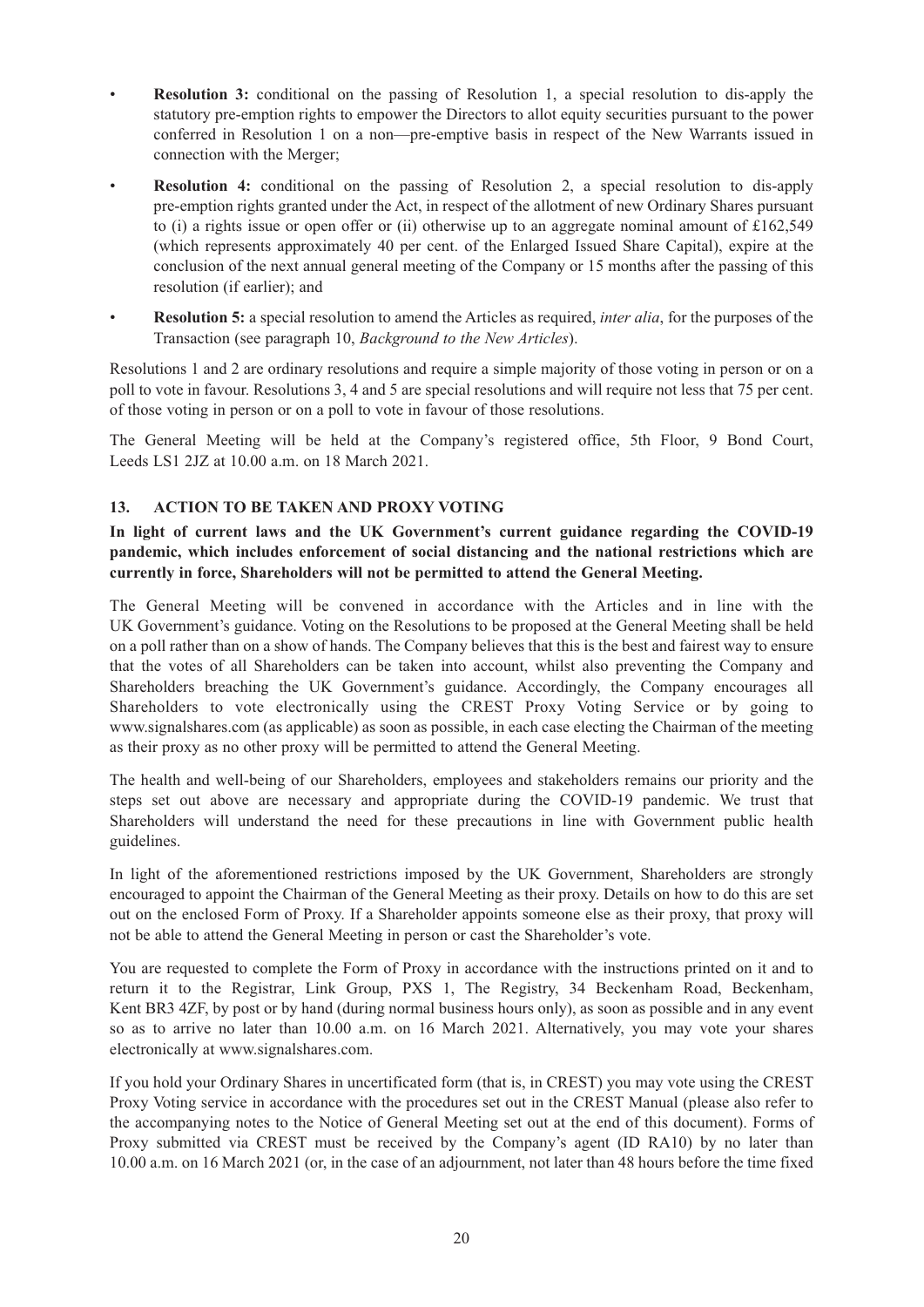- **Resolution 3:** conditional on the passing of Resolution 1, a special resolution to dis-apply the statutory pre-emption rights to empower the Directors to allot equity securities pursuant to the power conferred in Resolution 1 on a non—pre-emptive basis in respect of the New Warrants issued in connection with the Merger;
- **Resolution 4:** conditional on the passing of Resolution 2, a special resolution to dis-apply pre-emption rights granted under the Act, in respect of the allotment of new Ordinary Shares pursuant to (i) a rights issue or open offer or (ii) otherwise up to an aggregate nominal amount of £162,549 (which represents approximately 40 per cent. of the Enlarged Issued Share Capital), expire at the conclusion of the next annual general meeting of the Company or 15 months after the passing of this resolution (if earlier); and
- **Resolution 5:** a special resolution to amend the Articles as required, *inter alia*, for the purposes of the Transaction (see paragraph 10, *Background to the New Articles*).

Resolutions 1 and 2 are ordinary resolutions and require a simple majority of those voting in person or on a poll to vote in favour. Resolutions 3, 4 and 5 are special resolutions and will require not less that 75 per cent. of those voting in person or on a poll to vote in favour of those resolutions.

The General Meeting will be held at the Company's registered office, 5th Floor, 9 Bond Court, Leeds LS1 2JZ at 10.00 a.m. on 18 March 2021.

## 13. ACTION TO BE TAKEN AND PROXY VOTING

**In light of current laws and the UK Government's current guidance regarding the COVID-19 pandemic, which includes enforcement of social distancing and the national restrictions which are currently in force, Shareholders will not be permitted to attend the General Meeting.**

The General Meeting will be convened in accordance with the Articles and in line with the UK Government's guidance. Voting on the Resolutions to be proposed at the General Meeting shall be held on a poll rather than on a show of hands. The Company believes that this is the best and fairest way to ensure that the votes of all Shareholders can be taken into account, whilst also preventing the Company and Shareholders breaching the UK Government's guidance. Accordingly, the Company encourages all Shareholders to vote electronically using the CREST Proxy Voting Service or by going to www.signalshares.com (as applicable) as soon as possible, in each case electing the Chairman of the meeting as their proxy as no other proxy will be permitted to attend the General Meeting.

The health and well-being of our Shareholders, employees and stakeholders remains our priority and the steps set out above are necessary and appropriate during the COVID-19 pandemic. We trust that Shareholders will understand the need for these precautions in line with Government public health guidelines.

In light of the aforementioned restrictions imposed by the UK Government, Shareholders are strongly encouraged to appoint the Chairman of the General Meeting as their proxy. Details on how to do this are set out on the enclosed Form of Proxy. If a Shareholder appoints someone else as their proxy, that proxy will not be able to attend the General Meeting in person or cast the Shareholder's vote.

You are requested to complete the Form of Proxy in accordance with the instructions printed on it and to return it to the Registrar, Link Group, PXS 1, The Registry, 34 Beckenham Road, Beckenham, Kent BR3 4ZF, by post or by hand (during normal business hours only), as soon as possible and in any event so as to arrive no later than 10.00 a.m. on 16 March 2021. Alternatively, you may vote your shares electronically at www.signalshares.com.

If you hold your Ordinary Shares in uncertificated form (that is, in CREST) you may vote using the CREST Proxy Voting service in accordance with the procedures set out in the CREST Manual (please also refer to the accompanying notes to the Notice of General Meeting set out at the end of this document). Forms of Proxy submitted via CREST must be received by the Company's agent (ID RA10) by no later than 10.00 a.m. on 16 March 2021 (or, in the case of an adjournment, not later than 48 hours before the time fixed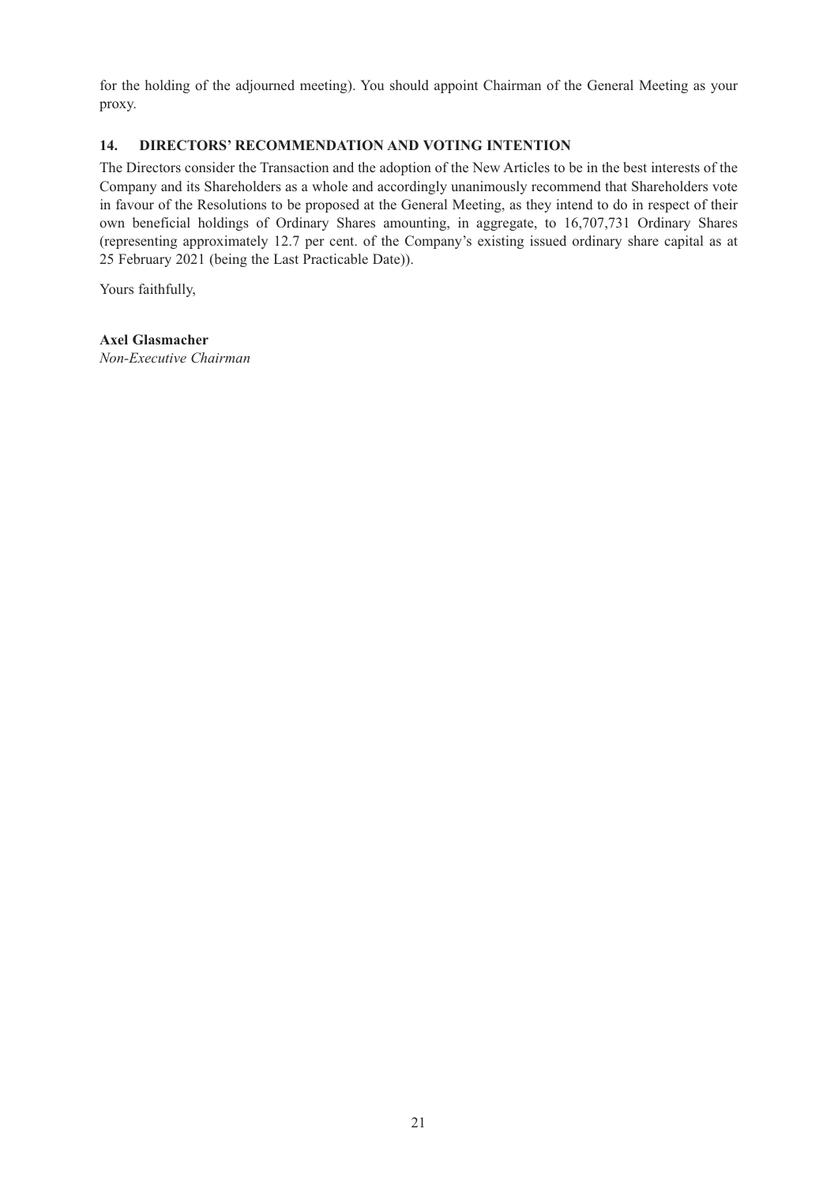for the holding of the adjourned meeting). You should appoint Chairman of the General Meeting as your proxy.

### 14. DIRECTORS' RECOMMENDATION AND VOTING INTENTION

The Directors consider the Transaction and the adoption of the New Articles to be in the best interests of the Company and its Shareholders as a whole and accordingly unanimously recommend that Shareholders vote in favour of the Resolutions to be proposed at the General Meeting, as they intend to do in respect of their own beneficial holdings of Ordinary Shares amounting, in aggregate, to 16,707,731 Ordinary Shares (representing approximately 12.7 per cent. of the Company's existing issued ordinary share capital as at 25 February 2021 (being the Last Practicable Date)).

Yours faithfully,

**Axel Glasmacher**
*Non-Executive Chairman*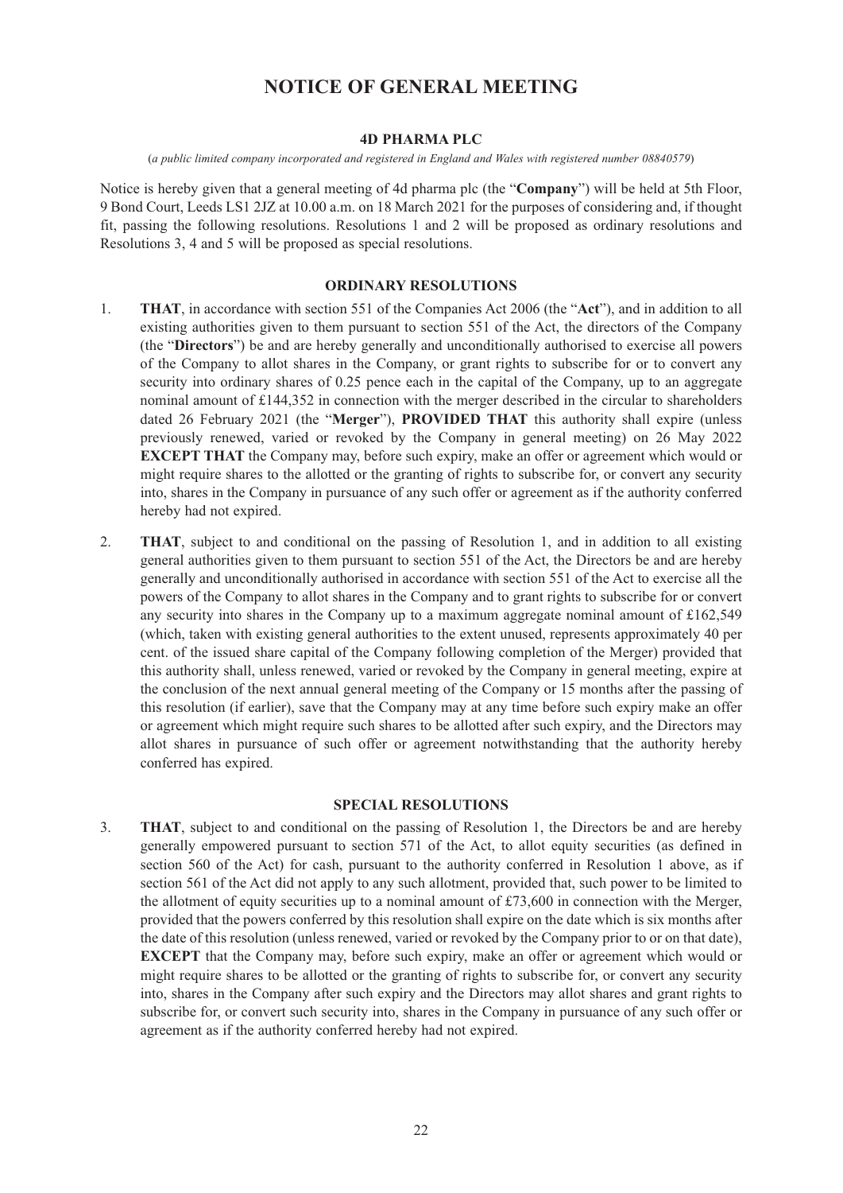# NOTICE OF GENERAL MEETING

## 4D PHARMA PLC

(*a public limited company incorporated and registered in England and Wales with registered number 08840579*)

Notice is hereby given that a general meeting of 4d pharma plc (the "**Company**") will be held at 5th Floor, 9 Bond Court, Leeds LS1 2JZ at 10.00 a.m. on 18 March 2021 for the purposes of considering and, if thought fit, passing the following resolutions. Resolutions 1 and 2 will be proposed as ordinary resolutions and Resolutions 3, 4 and 5 will be proposed as special resolutions.

### ORDINARY RESOLUTIONS

1. **THAT**, in accordance with section 551 of the Companies Act 2006 (the "**Act**"), and in addition to all existing authorities given to them pursuant to section 551 of the Act, the directors of the Company (the "**Directors**") be and are hereby generally and unconditionally authorised to exercise all powers of the Company to allot shares in the Company, or grant rights to subscribe for or to convert any security into ordinary shares of 0.25 pence each in the capital of the Company, up to an aggregate nominal amount of £144,352 in connection with the merger described in the circular to shareholders dated 26 February 2021 (the "**Merger**"), **PROVIDED THAT** this authority shall expire (unless previously renewed, varied or revoked by the Company in general meeting) on 26 May 2022 **EXCEPT THAT** the Company may, before such expiry, make an offer or agreement which would or might require shares to the allotted or the granting of rights to subscribe for, or convert any security into, shares in the Company in pursuance of any such offer or agreement as if the authority conferred hereby had not expired.

2. **THAT**, subject to and conditional on the passing of Resolution 1, and in addition to all existing general authorities given to them pursuant to section 551 of the Act, the Directors be and are hereby generally and unconditionally authorised in accordance with section 551 of the Act to exercise all the powers of the Company to allot shares in the Company and to grant rights to subscribe for or convert any security into shares in the Company up to a maximum aggregate nominal amount of £162,549 (which, taken with existing general authorities to the extent unused, represents approximately 40 per cent. of the issued share capital of the Company following completion of the Merger) provided that this authority shall, unless renewed, varied or revoked by the Company in general meeting, expire at the conclusion of the next annual general meeting of the Company or 15 months after the passing of this resolution (if earlier), save that the Company may at any time before such expiry make an offer or agreement which might require such shares to be allotted after such expiry, and the Directors may allot shares in pursuance of such offer or agreement notwithstanding that the authority hereby conferred has expired.

### SPECIAL RESOLUTIONS

3. **THAT**, subject to and conditional on the passing of Resolution 1, the Directors be and are hereby generally empowered pursuant to section 571 of the Act, to allot equity securities (as defined in section 560 of the Act) for cash, pursuant to the authority conferred in Resolution 1 above, as if section 561 of the Act did not apply to any such allotment, provided that, such power to be limited to the allotment of equity securities up to a nominal amount of £73,600 in connection with the Merger, provided that the powers conferred by this resolution shall expire on the date which is six months after the date of this resolution (unless renewed, varied or revoked by the Company prior to or on that date), **EXCEPT** that the Company may, before such expiry, make an offer or agreement which would or might require shares to be allotted or the granting of rights to subscribe for, or convert any security into, shares in the Company after such expiry and the Directors may allot shares and grant rights to subscribe for, or convert such security into, shares in the Company in pursuance of any such offer or agreement as if the authority conferred hereby had not expired.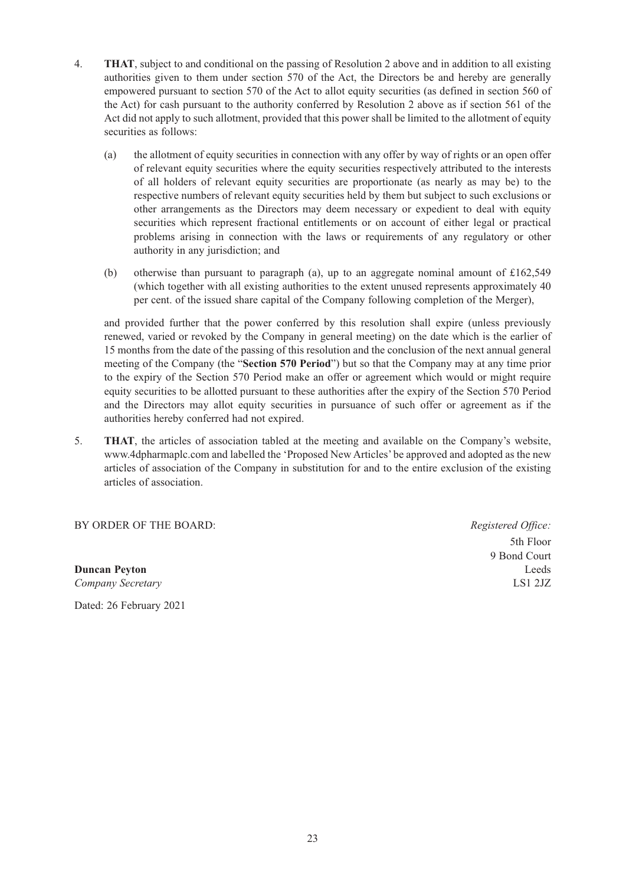4. **THAT**, subject to and conditional on the passing of Resolution 2 above and in addition to all existing authorities given to them under section 570 of the Act, the Directors be and hereby are generally empowered pursuant to section 570 of the Act to allot equity securities (as defined in section 560 of the Act) for cash pursuant to the authority conferred by Resolution 2 above as if section 561 of the Act did not apply to such allotment, provided that this power shall be limited to the allotment of equity securities as follows:

   (a) the allotment of equity securities in connection with any offer by way of rights or an open offer of relevant equity securities where the equity securities respectively attributed to the interests of all holders of relevant equity securities are proportionate (as nearly as may be) to the respective numbers of relevant equity securities held by them but subject to such exclusions or other arrangements as the Directors may deem necessary or expedient to deal with equity securities which represent fractional entitlements or on account of either legal or practical problems arising in connection with the laws or requirements of any regulatory or other authority in any jurisdiction; and

   (b) otherwise than pursuant to paragraph (a), up to an aggregate nominal amount of £162,549 (which together with all existing authorities to the extent unused represents approximately 40 per cent. of the issued share capital of the Company following completion of the Merger),

   and provided further that the power conferred by this resolution shall expire (unless previously renewed, varied or revoked by the Company in general meeting) on the date which is the earlier of 15 months from the date of the passing of this resolution and the conclusion of the next annual general meeting of the Company (the "**Section 570 Period**") but so that the Company may at any time prior to the expiry of the Section 570 Period make an offer or agreement which would or might require equity securities to be allotted pursuant to these authorities after the expiry of the Section 570 Period and the Directors may allot equity securities in pursuance of such offer or agreement as if the authorities hereby conferred had not expired.

5. **THAT**, the articles of association tabled at the meeting and available on the Company's website, www.4dpharmaplc.com and labelled the 'Proposed New Articles' be approved and adopted as the new articles of association of the Company in substitution for and to the entire exclusion of the existing articles of association.

BY ORDER OF THE BOARD:

**Duncan Peyton**
*Company Secretary*

Dated: 26 February 2021

*Registered Office:*
5th Floor
9 Bond Court
Leeds
LS1 2JZ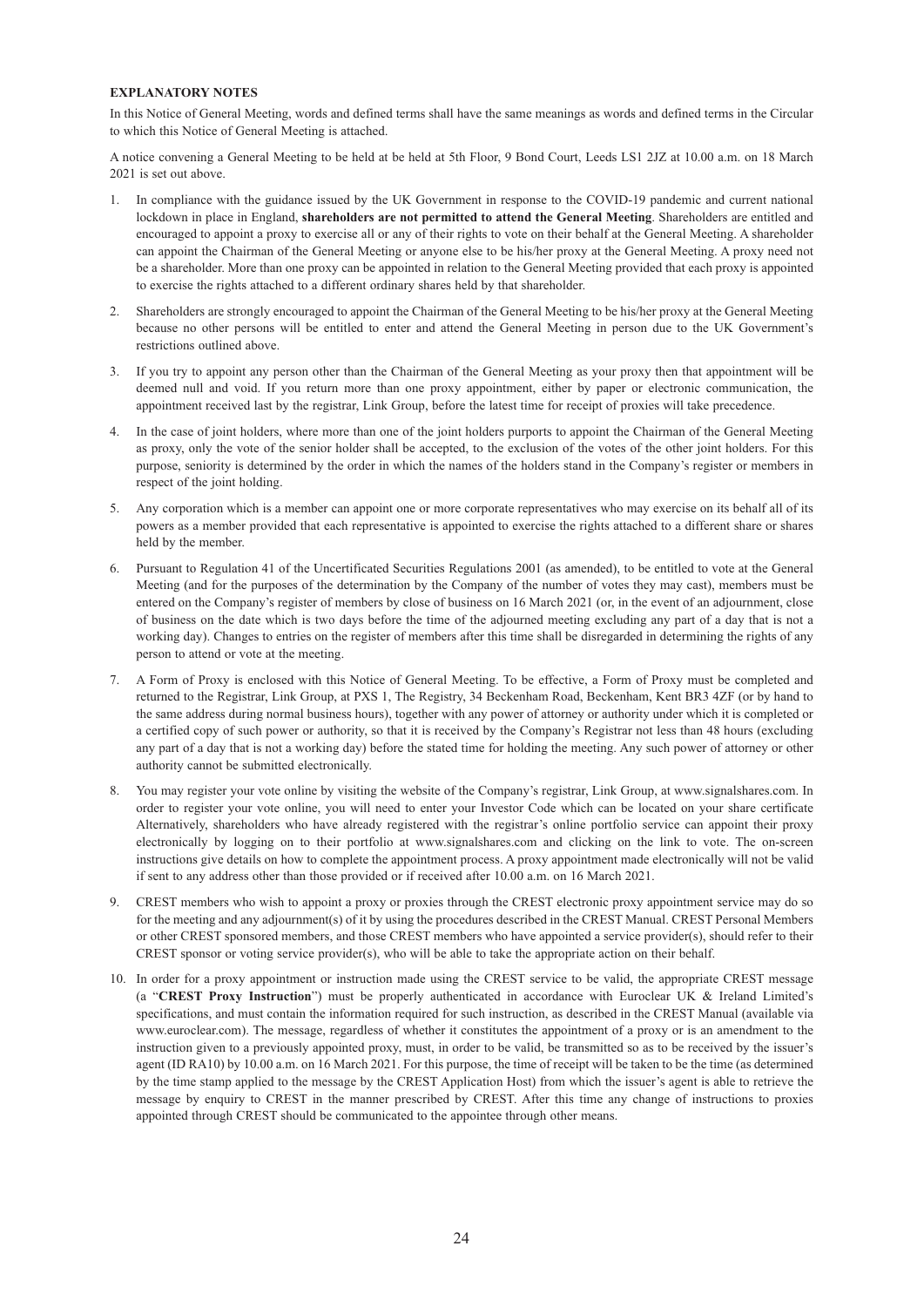**EXPLANATORY NOTES**

In this Notice of General Meeting, words and defined terms shall have the same meanings as words and defined terms in the Circular to which this Notice of General Meeting is attached.

A notice convening a General Meeting to be held at be held at 5th Floor, 9 Bond Court, Leeds LS1 2JZ at 10.00 a.m. on 18 March 2021 is set out above.

1. In compliance with the guidance issued by the UK Government in response to the COVID-19 pandemic and current national lockdown in place in England, **shareholders are not permitted to attend the General Meeting**. Shareholders are entitled and encouraged to appoint a proxy to exercise all or any of their rights to vote on their behalf at the General Meeting. A shareholder can appoint the Chairman of the General Meeting or anyone else to be his/her proxy at the General Meeting. A proxy need not be a shareholder. More than one proxy can be appointed in relation to the General Meeting provided that each proxy is appointed to exercise the rights attached to a different ordinary shares held by that shareholder.

2. Shareholders are strongly encouraged to appoint the Chairman of the General Meeting to be his/her proxy at the General Meeting because no other persons will be entitled to enter and attend the General Meeting in person due to the UK Government's restrictions outlined above.

3. If you try to appoint any person other than the Chairman of the General Meeting as your proxy then that appointment will be deemed null and void. If you return more than one proxy appointment, either by paper or electronic communication, the appointment received last by the registrar, Link Group, before the latest time for receipt of proxies will take precedence.

4. In the case of joint holders, where more than one of the joint holders purports to appoint the Chairman of the General Meeting as proxy, only the vote of the senior holder shall be accepted, to the exclusion of the votes of the other joint holders. For this purpose, seniority is determined by the order in which the names of the holders stand in the Company's register or members in respect of the joint holding.

5. Any corporation which is a member can appoint one or more corporate representatives who may exercise on its behalf all of its powers as a member provided that each representative is appointed to exercise the rights attached to a different share or shares held by the member.

6. Pursuant to Regulation 41 of the Uncertificated Securities Regulations 2001 (as amended), to be entitled to vote at the General Meeting (and for the purposes of the determination by the Company of the number of votes they may cast), members must be entered on the Company's register of members by close of business on 16 March 2021 (or, in the event of an adjournment, close of business on the date which is two days before the time of the adjourned meeting excluding any part of a day that is not a working day). Changes to entries on the register of members after this time shall be disregarded in determining the rights of any person to attend or vote at the meeting.

7. A Form of Proxy is enclosed with this Notice of General Meeting. To be effective, a Form of Proxy must be completed and returned to the Registrar, Link Group, at PXS 1, The Registry, 34 Beckenham Road, Beckenham, Kent BR3 4ZF (or by hand to the same address during normal business hours), together with any power of attorney or authority under which it is completed or a certified copy of such power or authority, so that it is received by the Company's Registrar not less than 48 hours (excluding any part of a day that is not a working day) before the stated time for holding the meeting. Any such power of attorney or other authority cannot be submitted electronically.

8. You may register your vote online by visiting the website of the Company's registrar, Link Group, at www.signalshares.com. In order to register your vote online, you will need to enter your Investor Code which can be located on your share certificate Alternatively, shareholders who have already registered with the registrar's online portfolio service can appoint their proxy electronically by logging on to their portfolio at www.signalshares.com and clicking on the link to vote. The on-screen instructions give details on how to complete the appointment process. A proxy appointment made electronically will not be valid if sent to any address other than those provided or if received after 10.00 a.m. on 16 March 2021.

9. CREST members who wish to appoint a proxy or proxies through the CREST electronic proxy appointment service may do so for the meeting and any adjournment(s) of it by using the procedures described in the CREST Manual. CREST Personal Members or other CREST sponsored members, and those CREST members who have appointed a service provider(s), should refer to their CREST sponsor or voting service provider(s), who will be able to take the appropriate action on their behalf.

10. In order for a proxy appointment or instruction made using the CREST service to be valid, the appropriate CREST message (a "**CREST Proxy Instruction**") must be properly authenticated in accordance with Euroclear UK & Ireland Limited's specifications, and must contain the information required for such instruction, as described in the CREST Manual (available via www.euroclear.com). The message, regardless of whether it constitutes the appointment of a proxy or is an amendment to the instruction given to a previously appointed proxy, must, in order to be valid, be transmitted so as to be received by the issuer's agent (ID RA10) by 10.00 a.m. on 16 March 2021. For this purpose, the time of receipt will be taken to be the time (as determined by the time stamp applied to the message by the CREST Application Host) from which the issuer's agent is able to retrieve the message by enquiry to CREST in the manner prescribed by CREST. After this time any change of instructions to proxies appointed through CREST should be communicated to the appointee through other means.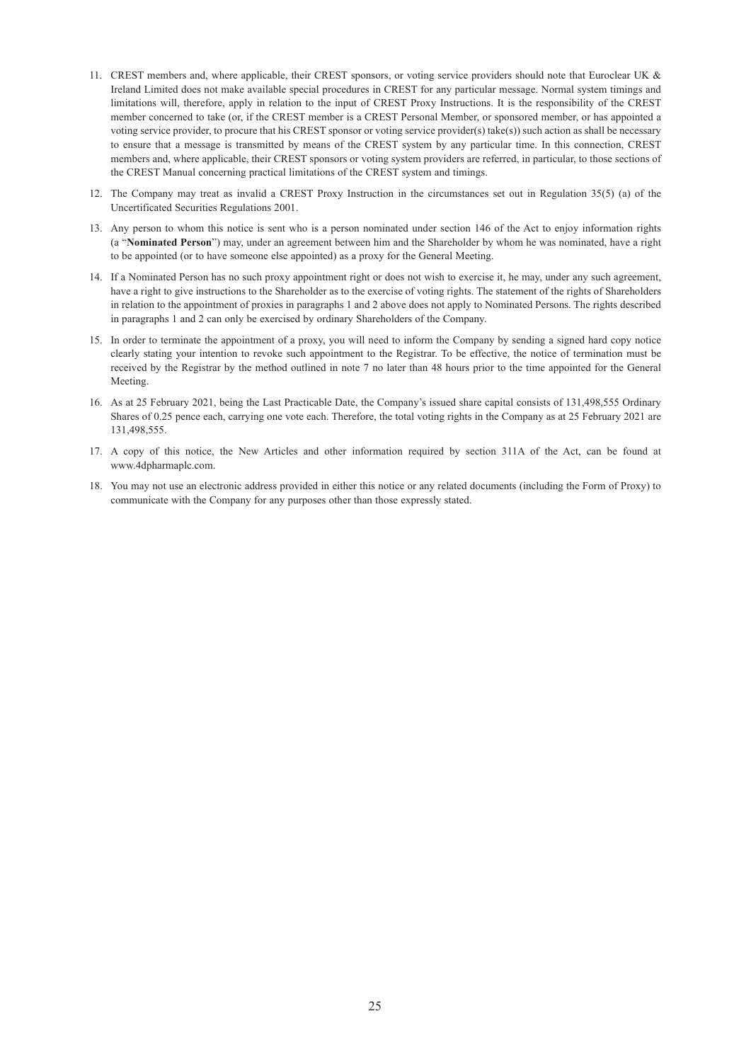11. CREST members and, where applicable, their CREST sponsors, or voting service providers should note that Euroclear UK & Ireland Limited does not make available special procedures in CREST for any particular message. Normal system timings and limitations will, therefore, apply in relation to the input of CREST Proxy Instructions. It is the responsibility of the CREST member concerned to take (or, if the CREST member is a CREST Personal Member, or sponsored member, or has appointed a voting service provider, to procure that his CREST sponsor or voting service provider(s) take(s)) such action as shall be necessary to ensure that a message is transmitted by means of the CREST system by any particular time. In this connection, CREST members and, where applicable, their CREST sponsors or voting system providers are referred, in particular, to those sections of the CREST Manual concerning practical limitations of the CREST system and timings.

12. The Company may treat as invalid a CREST Proxy Instruction in the circumstances set out in Regulation 35(5) (a) of the Uncertificated Securities Regulations 2001.

13. Any person to whom this notice is sent who is a person nominated under section 146 of the Act to enjoy information rights (a "**Nominated Person**") may, under an agreement between him and the Shareholder by whom he was nominated, have a right to be appointed (or to have someone else appointed) as a proxy for the General Meeting.

14. If a Nominated Person has no such proxy appointment right or does not wish to exercise it, he may, under any such agreement, have a right to give instructions to the Shareholder as to the exercise of voting rights. The statement of the rights of Shareholders in relation to the appointment of proxies in paragraphs 1 and 2 above does not apply to Nominated Persons. The rights described in paragraphs 1 and 2 can only be exercised by ordinary Shareholders of the Company.

15. In order to terminate the appointment of a proxy, you will need to inform the Company by sending a signed hard copy notice clearly stating your intention to revoke such appointment to the Registrar. To be effective, the notice of termination must be received by the Registrar by the method outlined in note 7 no later than 48 hours prior to the time appointed for the General Meeting.

16. As at 25 February 2021, being the Last Practicable Date, the Company's issued share capital consists of 131,498,555 Ordinary Shares of 0.25 pence each, carrying one vote each. Therefore, the total voting rights in the Company as at 25 February 2021 are 131,498,555.

17. A copy of this notice, the New Articles and other information required by section 311A of the Act, can be found at www.4dpharmaplc.com.

18. You may not use an electronic address provided in either this notice or any related documents (including the Form of Proxy) to communicate with the Company for any purposes other than those expressly stated.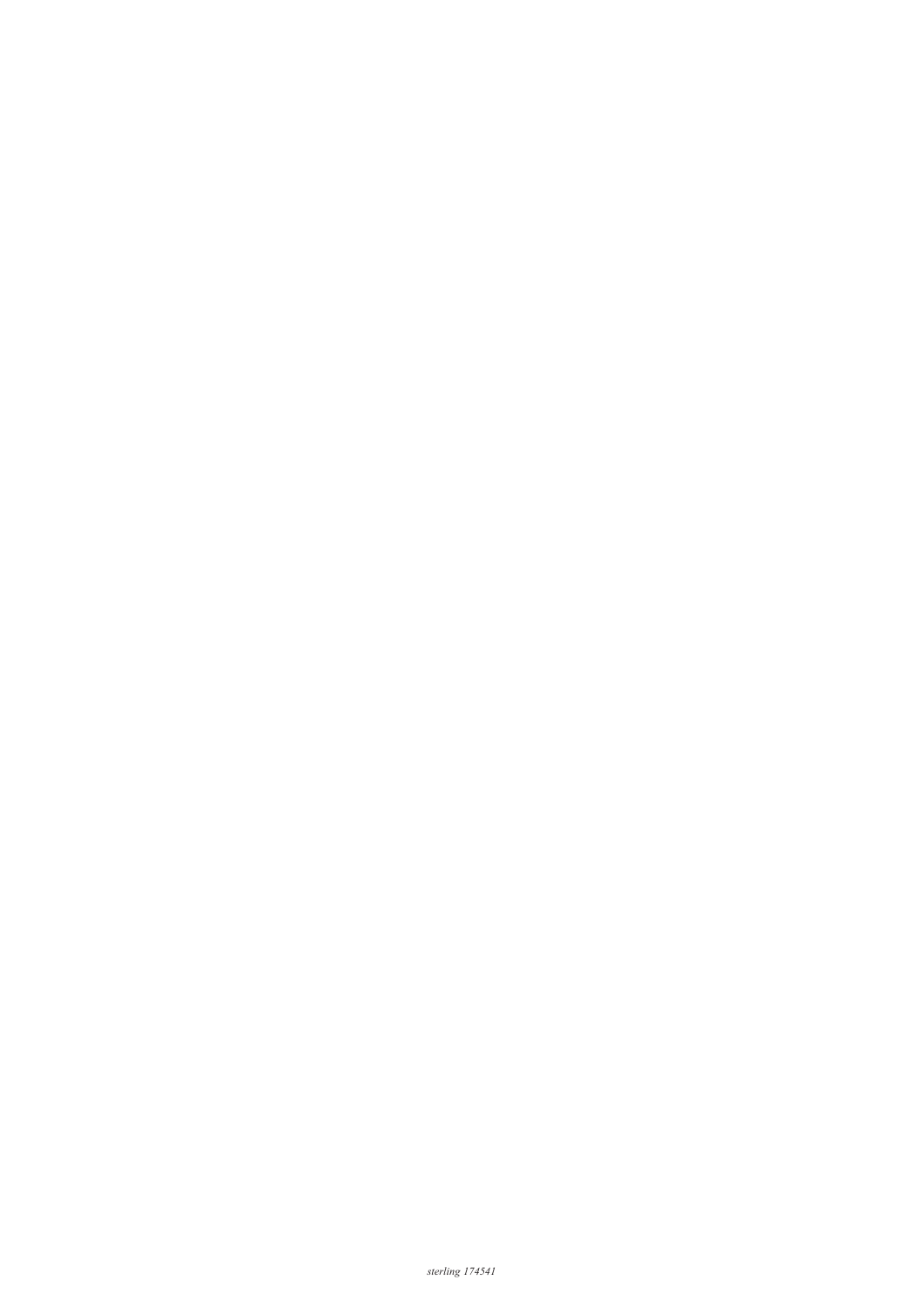*sterling 174541*